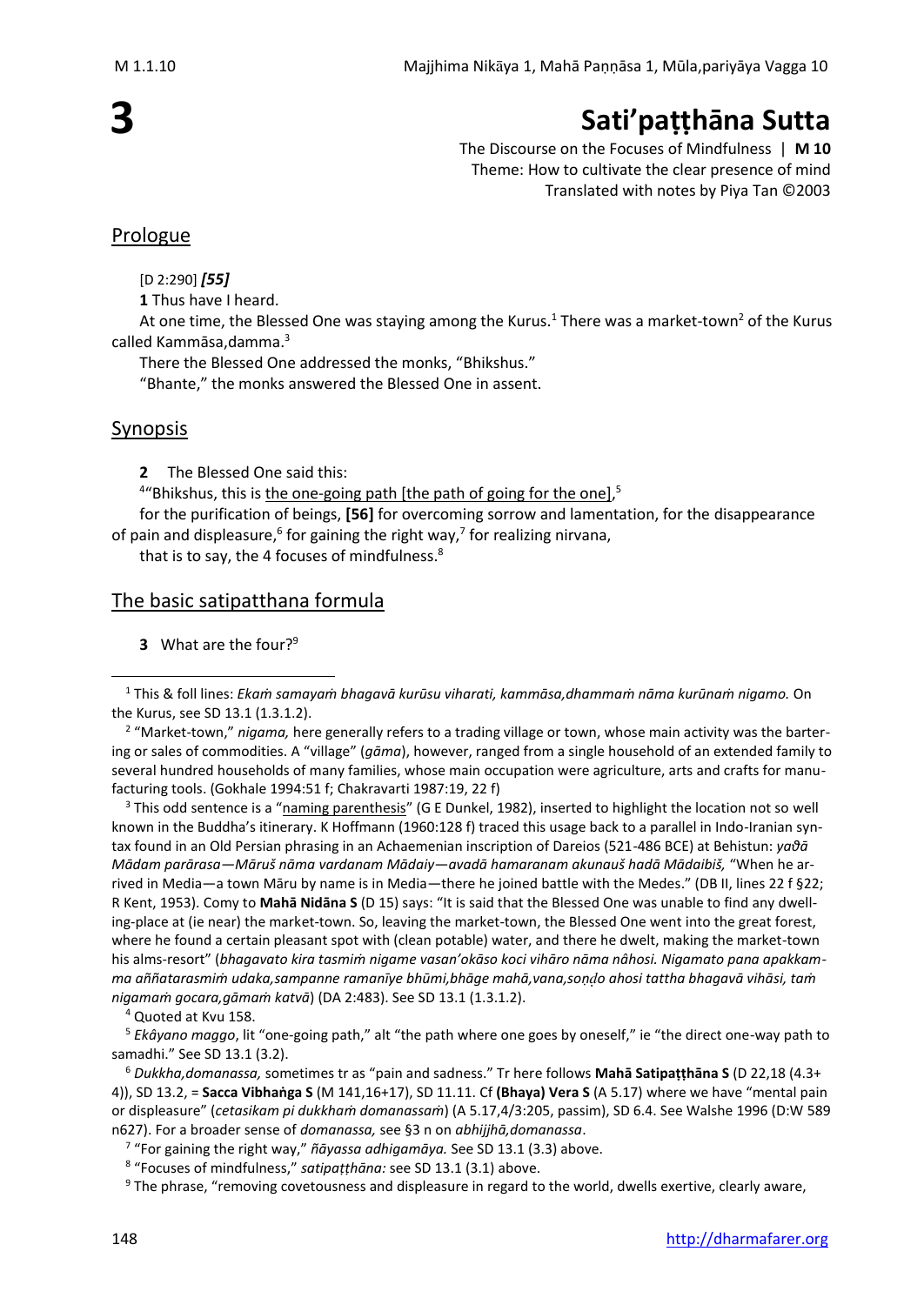# 3

# Sati'paṭṭhāna Sutta

The Discourse on the Focuses of Mindfulness | **M 10**
Theme: How to cultivate the clear presence of mind
Translated with notes by Piya Tan ©2003

## Prologue

[D 2:290] ***[55]***

**1** Thus have I heard.

At one time, the Blessed One was staying among the Kurus.[1] There was a market-town[2] of the Kurus called Kammāsa,damma.[3]

There the Blessed One addressed the monks, "Bhikshus."

"Bhante," the monks answered the Blessed One in assent.

## Synopsis

**2** The Blessed One said this:

[4]"Bhikshus, this is the one-going path [the path of going for the one],[5]

for the purification of beings, **[56]** for overcoming sorrow and lamentation, for the disappearance of pain and displeasure,[6] for gaining the right way,[7] for realizing nirvana,

that is to say, the 4 focuses of mindfulness.[8]

## The basic satipatthana formula

**3** What are the four?[9]

---

[1] This & foll lines: *Ekaṁ samayaṁ bhagavā kurūsu viharati, kammāsa,dhammaṁ nāma kurūnaṁ nigamo.* On the Kurus, see SD 13.1 (1.3.1.2).

[2] "Market-town," *nigama,* here generally refers to a trading village or town, whose main activity was the bartering or sales of commodities. A "village" (*gāma*), however, ranged from a single household of an extended family to several hundred households of many families, whose main occupation were agriculture, arts and crafts for manufacturing tools. (Gokhale 1994:51 f; Chakravarti 1987:19, 22 f)

[3] This odd sentence is a "naming parenthesis" (G E Dunkel, 1982), inserted to highlight the location not so well known in the Buddha's itinerary. K Hoffmann (1960:128 f) traced this usage back to a parallel in Indo-Iranian syntax found in an Old Persian phrasing in an Achaemenian inscription of Dareios (521-486 BCE) at Behistun: *yaϑā Mādam parārasa—Māruš nāma vardanam Mādaiy—avadā hamaranam akunauš hadā Mādaibiš,* "When he arrived in Media—a town Māru by name is in Media—there he joined battle with the Medes." (DB II, lines 22 f §22; R Kent, 1953). Comy to **Mahā Nidāna S** (D 15) says: "It is said that the Blessed One was unable to find any dwelling-place at (ie near) the market-town. So, leaving the market-town, the Blessed One went into the great forest, where he found a certain pleasant spot with (clean potable) water, and there he dwelt, making the market-town his alms-resort" (*bhagavato kira tasmiṁ nigame vasan'okāso koci vihāro nāma nâhosi. Nigamato pana apakkamma aññatarasmiṁ udaka,sampanne ramanīye bhūmi,bhāge mahā,vana,soṇḍo ahosi tattha bhagavā vihāsi, taṁ nigamaṁ gocara,gāmaṁ katvā*) (DA 2:483). See SD 13.1 (1.3.1.2).

[4] Quoted at Kvu 158.

[5] *Ekâyano maggo*, lit "one-going path," alt "the path where one goes by oneself," ie "the direct one-way path to samadhi." See SD 13.1 (3.2).

[6] *Dukkha,domanassa,* sometimes tr as "pain and sadness." Tr here follows **Mahā Satipaṭṭhāna S** (D 22,18 (4.3+4)), SD 13.2, = **Sacca Vibhaṅga S** (M 141,16+17), SD 11.11. Cf **(Bhaya) Vera S** (A 5.17) where we have "mental pain or displeasure" (*cetasikam pi dukkhaṁ domanassaṁ*) (A 5.17,4/3:205, passim), SD 6.4. See Walshe 1996 (D:W 589 n627). For a broader sense of *domanassa,* see §3 n on *abhijjhā,domanassa*.

[7] "For gaining the right way," *ñāyassa adhigamāya.* See SD 13.1 (3.3) above.

[8] "Focuses of mindfulness," *satipaṭṭhāna:* see SD 13.1 (3.1) above.

[9] The phrase, "removing covetousness and displeasure in regard to the world, dwells exertive, clearly aware,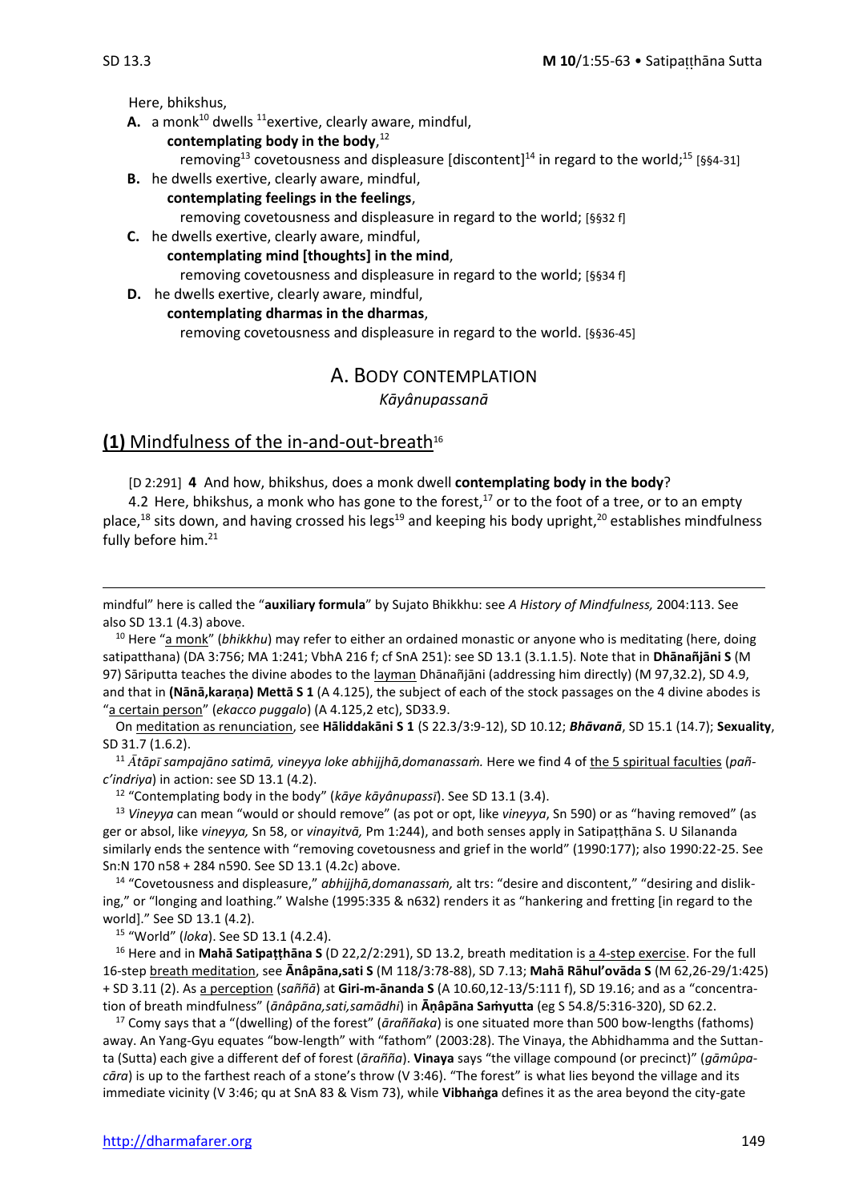Here, bhikshus,

**A.** a monk[10] dwells [11]exertive, clearly aware, mindful,
    **contemplating body in the body**,[12]
        removing[13] covetousness and displeasure [discontent][14] in regard to the world;[15] [§§4-31]

**B.** he dwells exertive, clearly aware, mindful,
    **contemplating feelings in the feelings**,
        removing covetousness and displeasure in regard to the world; [§§32 f]

**C.** he dwells exertive, clearly aware, mindful,
    **contemplating mind [thoughts] in the mind**,
        removing covetousness and displeasure in regard to the world; [§§34 f]

**D.** he dwells exertive, clearly aware, mindful,
    **contemplating dharmas in the dharmas**,
        removing covetousness and displeasure in regard to the world. [§§36-45]

## A. BODY CONTEMPLATION

*Kāyânupassanā*

### (1) Mindfulness of the in-and-out-breath[16]

[D 2:291] **4** And how, bhikshus, does a monk dwell **contemplating body in the body**?

4.2 Here, bhikshus, a monk who has gone to the forest,[17] or to the foot of a tree, or to an empty place,[18] sits down, and having crossed his legs[19] and keeping his body upright,[20] establishes mindfulness fully before him.[21]

---

mindful" here is called the "**auxiliary formula**" by Sujato Bhikkhu: see *A History of Mindfulness,* 2004:113. See also SD 13.1 (4.3) above.

[10] Here "a monk" (*bhikkhu*) may refer to either an ordained monastic or anyone who is meditating (here, doing satipatthana) (DA 3:756; MA 1:241; VbhA 216 f; cf SnA 251): see SD 13.1 (3.1.1.5). Note that in **Dhānañjāni S** (M 97) Sāriputta teaches the divine abodes to the layman Dhānañjāni (addressing him directly) (M 97,32.2), SD 4.9, and that in **(Nāna,karaṇa) Mettā S 1** (A 4.125), the subject of each of the stock passages on the 4 divine abodes is "a certain person" (*ekacco puggalo*) (A 4.125,2 etc), SD33.9.

On meditation as renunciation, see **Hāliddakāni S 1** (S 22.3/3:9-12), SD 10.12; ***Bhāvanā***, SD 15.1 (14.7); **Sexuality**, SD 31.7 (1.6.2).

[11] *Ātāpī sampajāno satimā, vineyya loke abhijjhā,domanassaṁ.* Here we find 4 of the 5 spiritual faculties (*pañc'indriya*) in action: see SD 13.1 (4.2).

[12] "Contemplating body in the body" (*kāye kāyânupassī*). See SD 13.1 (3.4).

[13] *Vineyya* can mean "would or should remove" (as pot or opt, like *vineyya*, Sn 590) or as "having removed" (as ger or absol, like *vineyya,* Sn 58, or *vinayitvā,* Pm 1:244), and both senses apply in Satipaṭṭhāna S. U Silananda similarly ends the sentence with "removing covetousness and grief in the world" (1990:177); also 1990:22-25. See Sn:N 170 n58 + 284 n590. See SD 13.1 (4.2c) above.

[14] "Covetousness and displeasure," *abhijjhā,domanassaṁ,* alt trs: "desire and discontent," "desiring and disliking," or "longing and loathing." Walshe (1995:335 & n632) renders it as "hankering and fretting [in regard to the world]." See SD 13.1 (4.2).

[15] "World" (*loka*). See SD 13.1 (4.2.4).

[16] Here and in **Mahā Satipaṭṭhāna S** (D 22,2/2:291), SD 13.2, breath meditation is a 4-step exercise. For the full 16-step breath meditation, see **Ānâpāna,sati S** (M 118/3:78-88), SD 7.13; **Mahā Rāhul'ovāda S** (M 62,26-29/1:425) + SD 3.11 (2). As a perception (*saññā*) at **Giri-m-ānanda S** (A 10.60,12-13/5:111 f), SD 19.16; and as a "concentration of breath mindfulness" (*ānâpāna,sati,samādhi*) in **Āṇâpāna Saṁyutta** (eg S 54.8/5:316-320), SD 62.2.

[17] Comy says that a "(dwelling) of the forest" (*āraññaka*) is one situated more than 500 bow-lengths (fathoms) away. An Yang-Gyu equates "bow-length" with "fathom" (2003:28). The Vinaya, the Abhidhamma and the Suttanta (Sutta) each give a different def of forest (*arañña*). **Vinaya** says "the village compound (or precinct)" (*gāmûpacāra*) is up to the farthest reach of a stone's throw (V 3:46). "The forest" is what lies beyond the village and its immediate vicinity (V 3:46; qu at SnA 83 & Vism 73), while **Vibhaṅga** defines it as the area beyond the city-gate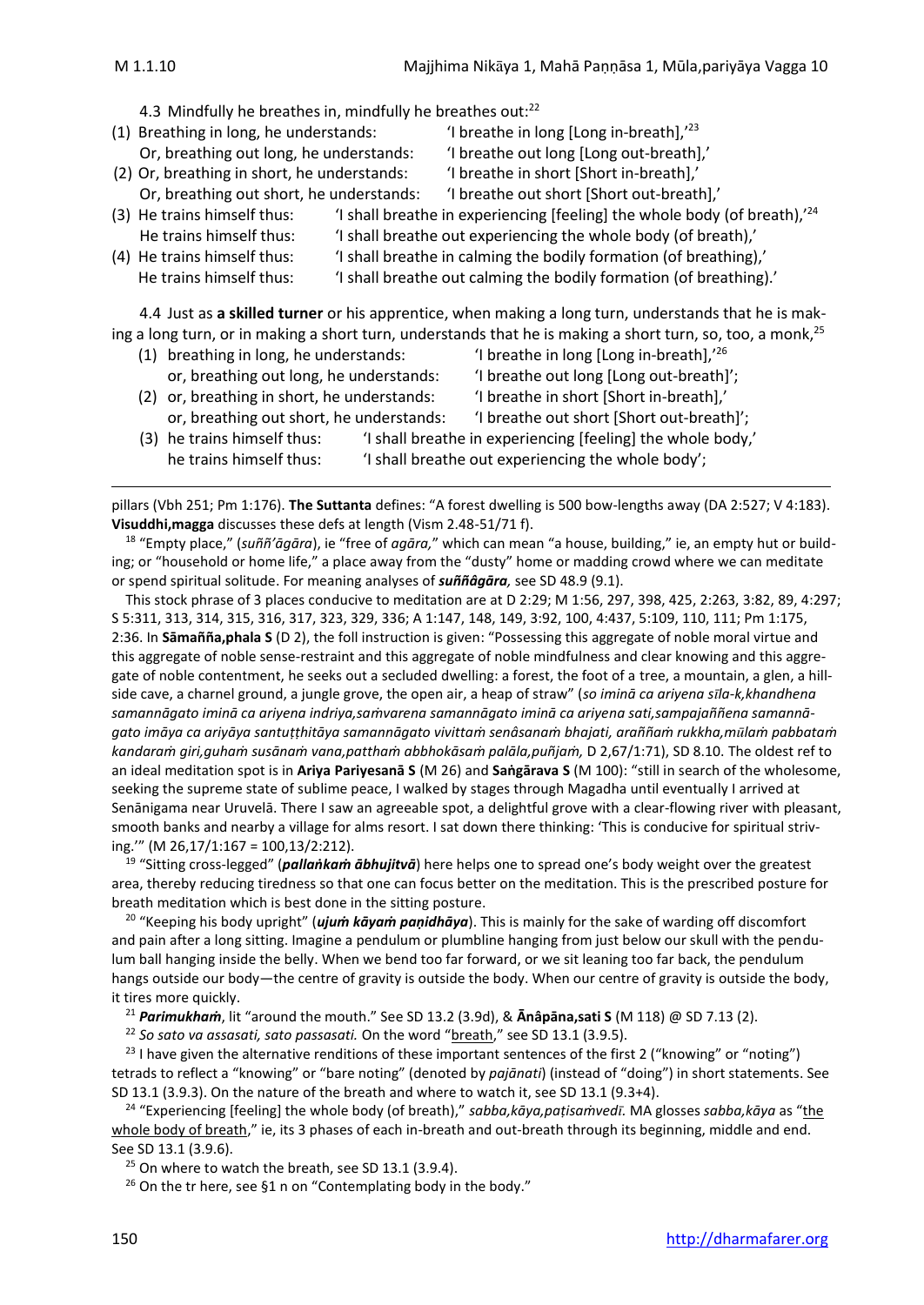4.3 Mindfully he breathes in, mindfully he breathes out:[22]

(1) Breathing in long, he understands: 'I breathe in long [Long in-breath],'[23]
Or, breathing out long, he understands: 'I breathe out long [Long out-breath],'

(2) Or, breathing in short, he understands: 'I breathe in short [Short in-breath],'
Or, breathing out short, he understands: 'I breathe out short [Short out-breath],'

(3) He trains himself thus: 'I shall breathe in experiencing [feeling] the whole body (of breath),'[24]
He trains himself thus: 'I shall breathe out experiencing the whole body (of breath),'

(4) He trains himself thus: 'I shall breathe in calming the bodily formation (of breathing),'
He trains himself thus: 'I shall breathe out calming the bodily formation (of breathing).'

4.4 Just as **a skilled turner** or his apprentice, when making a long turn, understands that he is making a long turn, or in making a short turn, understands that he is making a short turn, so, too, a monk,[25]

(1) breathing in long, he understands: 'I breathe in long [Long in-breath],'[26]
or, breathing out long, he understands: 'I breathe out long [Long out-breath]';

(2) or, breathing in short, he understands: 'I breathe in short [Short in-breath],'
or, breathing out short, he understands: 'I breathe out short [Short out-breath]';

(3) he trains himself thus: 'I shall breathe in experiencing [feeling] the whole body,'
he trains himself thus: 'I shall breathe out experiencing the whole body';

---

pillars (Vbh 251; Pm 1:176). **The Suttanta** defines: "A forest dwelling is 500 bow-lengths away (DA 2:527; V 4:183). **Visuddhi,magga** discusses these defs at length (Vism 2.48-51/71 f).

[18] "Empty place," (*suññ'āgāra*), ie "free of *agāra*," which can mean "a house, building," ie, an empty hut or building; or "household or home life," a place away from the "dusty" home or madding crowd where we can meditate or spend spiritual solitude. For meaning analyses of ***suññâgāra**,* see SD 48.9 (9.1).

This stock phrase of 3 places conducive to meditation are at D 2:29; M 1:56, 297, 398, 425, 2:263, 3:82, 89, 4:297; S 5:311, 313, 314, 315, 316, 317, 323, 329, 336; A 1:147, 148, 149, 3:92, 100, 4:437, 5:109, 110, 111; Pm 1:175, 2:36. In **Sāmañña,phala S** (D 2), the foll instruction is given: "Possessing this aggregate of noble moral virtue and this aggregate of noble sense-restraint and this aggregate of noble mindfulness and clear knowing and this aggregate of noble contentment, he seeks out a secluded dwelling: a forest, the foot of a tree, a mountain, a glen, a hillside cave, a charnel ground, a jungle grove, the open air, a heap of straw" (*so iminā ca ariyena sīla-k,khandhena samannāgato iminā ca ariyena indriya,saṁvarena samannāgato iminā ca ariyena sati,sampajaññena samannāgato imāya ca ariyāya santuṭṭhitāya samannāgato vivittaṁ senâsanaṁ bhajati, araññaṁ rukkha,mūlaṁ pabbataṁ kandaraṁ giri,guhaṁ susānaṁ vana,patthaṁ abbhokāsaṁ palāla,puñjaṁ,* D 2,67/1:71), SD 8.10. The oldest ref to an ideal meditation spot is in **Ariya Pariyesanā S** (M 26) and **Saṅgārava S** (M 100): "still in search of the wholesome, seeking the supreme state of sublime peace, I walked by stages through Magadha until eventually I arrived at Senānigama near Uruvelā. There I saw an agreeable spot, a delightful grove with a clear-flowing river with pleasant, smooth banks and nearby a village for alms resort. I sat down there thinking: 'This is conducive for spiritual striving.'" (M 26,17/1:167 = 100,13/2:212).

[19] "Sitting cross-legged" (***pallaṅkaṁ ābhujitvā***) here helps one to spread one's body weight over the greatest area, thereby reducing tiredness so that one can focus better on the meditation. This is the prescribed posture for breath meditation which is best done in the sitting posture.

[20] "Keeping his body upright" (***ujuṁ kāyaṁ paṇidhāya***). This is mainly for the sake of warding off discomfort and pain after a long sitting. Imagine a pendulum or plumbline hanging from just below our skull with the pendulum ball hanging inside the belly. When we bend too far forward, or we sit leaning too far back, the pendulum hangs outside our body—the centre of gravity is outside the body. When our centre of gravity is outside the body, it tires more quickly.

[21] ***Parimukhaṁ***, lit "around the mouth." See SD 13.2 (3.9d), & **Ānâpāna,sati S** (M 118) @ SD 7.13 (2).

[22] *So sato va assasati, sato passasati.* On the word "breath," see SD 13.1 (3.9.5).

[23] I have given the alternative renditions of these important sentences of the first 2 ("knowing" or "noting") tetrads to reflect a "knowing" or "bare noting" (denoted by *pajānati*) (instead of "doing") in short statements. See SD 13.1 (3.9.3). On the nature of the breath and where to watch it, see SD 13.1 (9.3+4).

[24] "Experiencing [feeling] the whole body (of breath)," *sabba,kāya,paṭisaṁvedī.* MA glosses *sabba,kāya* as "the whole body of breath," ie, its 3 phases of each in-breath and out-breath through its beginning, middle and end. See SD 13.1 (3.9.6).

[25] On where to watch the breath, see SD 13.1 (3.9.4).

[26] On the tr here, see §1 n on "Contemplating body in the body."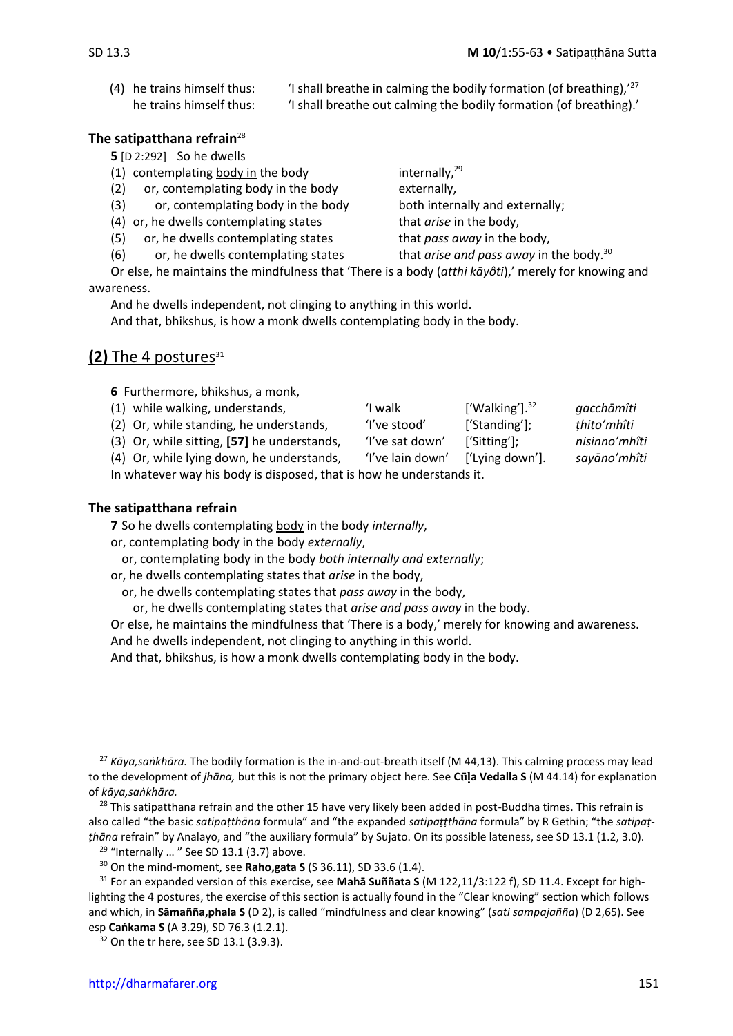(4) he trains himself thus: 'I shall breathe in calming the bodily formation (of breathing),'[27]
he trains himself thus: 'I shall breathe out calming the bodily formation (of breathing).'

**The satipatthana refrain**[28]

**5** [D 2:292] So he dwells

(1) contemplating <u>body in</u> the body internally,[29]
(2) or, contemplating body in the body externally,
(3) or, contemplating body in the body both internally and externally;
(4) or, he dwells contemplating states that *arise* in the body,
(5) or, he dwells contemplating states that *pass away* in the body,
(6) or, he dwells contemplating states that *arise and pass away* in the body.[30]

Or else, he maintains the mindfulness that 'There is a body (*atthi kāyôti*),' merely for knowing and awareness.

And he dwells independent, not clinging to anything in this world.

And that, bhikshus, is how a monk dwells contemplating body in the body.

## **(2)** The 4 postures[31]

**6** Furthermore, bhikshus, a monk,

| | | | |
|---|---|---|---|
| (1) while walking, understands, | 'I walk | ['Walking'].[32] | *gacchāmîti* |
| (2) Or, while standing, he understands, | 'I've stood' | ['Standing']; | *ṭhito'mhîti* |
| (3) Or, while sitting, **[57]** he understands, | 'I've sat down' | ['Sitting']; | *nisinno'mhîti* |
| (4) Or, while lying down, he understands, | 'I've lain down' | ['Lying down']. | *sayāno'mhîti* |

In whatever way his body is disposed, that is how he understands it.

**The satipatthana refrain**

**7** So he dwells contemplating <u>body</u> in the body *internally*,
or, contemplating body in the body *externally*,
or, contemplating body in the body *both internally and externally*;
or, he dwells contemplating states that *arise* in the body,
or, he dwells contemplating states that *pass away* in the body,
or, he dwells contemplating states that *arise and pass away* in the body.

Or else, he maintains the mindfulness that 'There is a body,' merely for knowing and awareness.

And he dwells independent, not clinging to anything in this world.

And that, bhikshus, is how a monk dwells contemplating body in the body.

---

[27] *Kāya,saṅkhāra.* The bodily formation is the in-and-out-breath itself (M 44,13). This calming process may lead to the development of *jhāna,* but this is not the primary object here. See **Cūḷa Vedalla S** (M 44.14) for explanation of *kāya,saṅkhāra.*

[28] This satipatthana refrain and the other 15 have very likely been added in post-Buddha times. This refrain is also called "the basic *satipaṭṭhāna* formula" and "the expanded *satipaṭṭhāna* formula" by R Gethin; "the *satipaṭṭhāna* refrain" by Analayo, and "the auxiliary formula" by Sujato. On its possible lateness, see SD 13.1 (1.2, 3.0).

[29] "Internally … " See SD 13.1 (3.7) above.

[30] On the mind-moment, see **Raho,gata S** (S 36.11), SD 33.6 (1.4).

[31] For an expanded version of this exercise, see **Mahā Suññata S** (M 122,11/3:122 f), SD 11.4. Except for highlighting the 4 postures, the exercise of this section is actually found in the "Clear knowing" section which follows and which, in **Sāmañña,phala S** (D 2), is called "mindfulness and clear knowing" (*sati sampajañña*) (D 2,65). See esp **Caṅkama S** (A 3.29), SD 76.3 (1.2.1).

[32] On the tr here, see SD 13.1 (3.9.3).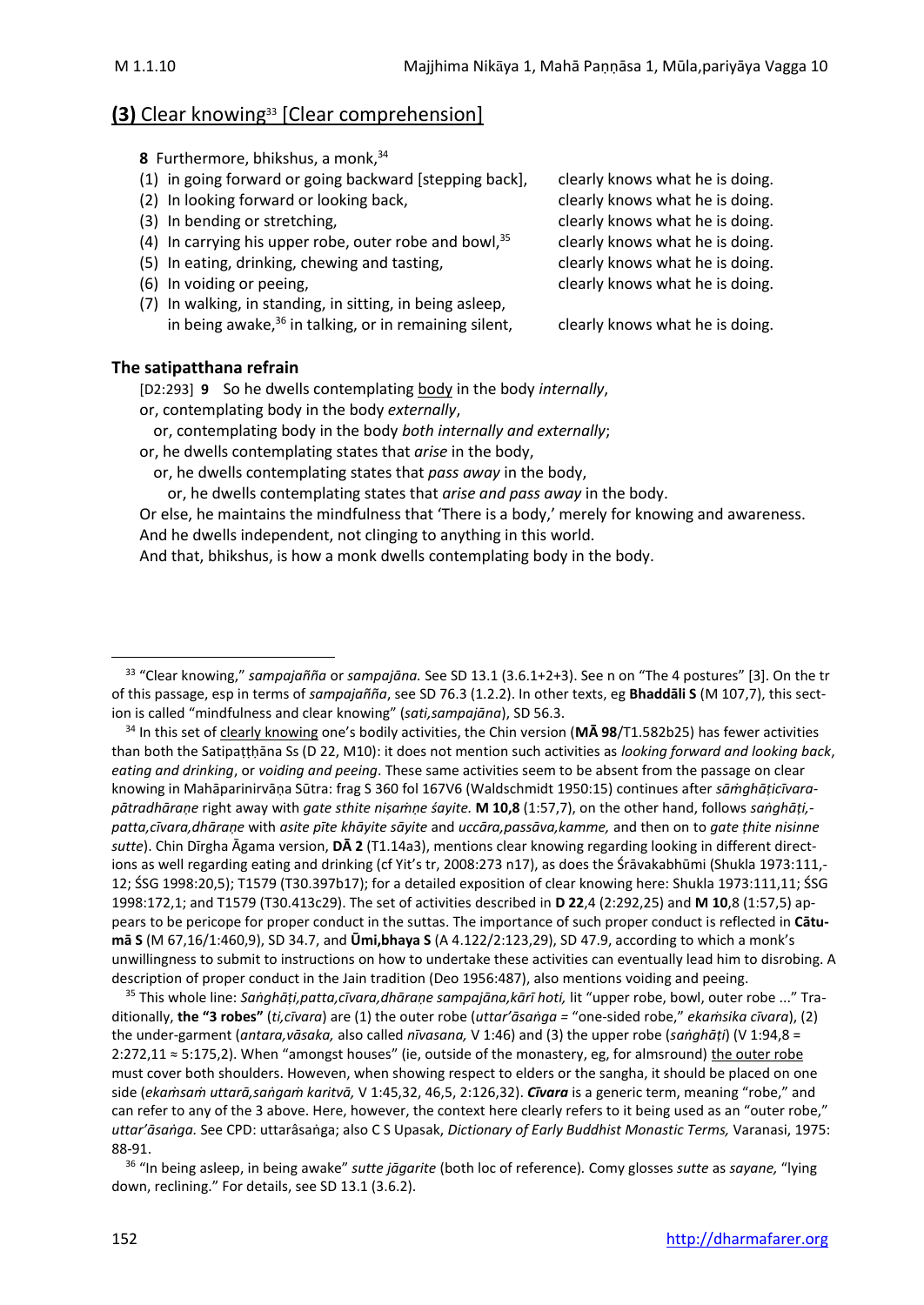## **(3)** Clear knowing[33] [Clear comprehension]

**8** Furthermore, bhikshus, a monk,[34]

(1) in going forward or going backward [stepping back], clearly knows what he is doing.
(2) In looking forward or looking back, clearly knows what he is doing.
(3) In bending or stretching, clearly knows what he is doing.
(4) In carrying his upper robe, outer robe and bowl,[35] clearly knows what he is doing.
(5) In eating, drinking, chewing and tasting, clearly knows what he is doing.
(6) In voiding or peeing, clearly knows what he is doing.
(7) In walking, in standing, in sitting, in being asleep, in being awake,[36] in talking, or in remaining silent, clearly knows what he is doing.

### The satipatthana refrain

[D2:293] **9** So he dwells contemplating body in the body *internally*,
or, contemplating body in the body *externally*,
or, contemplating body in the body *both internally and externally*;
or, he dwells contemplating states that *arise* in the body,
or, he dwells contemplating states that *pass away* in the body,
or, he dwells contemplating states that *arise and pass away* in the body.
Or else, he maintains the mindfulness that 'There is a body,' merely for knowing and awareness.
And he dwells independent, not clinging to anything in this world.
And that, bhikshus, is how a monk dwells contemplating body in the body.

---

[33] "Clear knowing," *sampajañña* or *sampajāna.* See SD 13.1 (3.6.1+2+3). See n on "The 4 postures" [3]. On the tr of this passage, esp in terms of *sampajañña*, see SD 76.3 (1.2.2). In other texts, eg **Bhaddāli S** (M 107,7), this section is called "mindfulness and clear knowing" (*sati,sampajāna*), SD 56.3.

[34] In this set of clearly knowing one's bodily activities, the Chin version (**MĀ 98**/T1.582b25) has fewer activities than both the Satipaṭṭhāna Ss (D 22, M10): it does not mention such activities as *looking forward and looking back*, *eating and drinking*, or *voiding and peeing*. These same activities seem to be absent from the passage on clear knowing in Mahāparinirvāṇa Sūtra: frag S 360 fol 167V6 (Waldschmidt 1950:15) continues after *sāṁghāṭicīvara-pātradhāraṇe* right away with *gate sthite niṣaṁṇe śayite.* **M 10,8** (1:57,7), on the other hand, follows *saṅghāṭi,-patta,cīvara,dhāraṇe* with *asite pīte khāyite sāyite* and *uccāra,passāva,kamme,* and then on to *gate ṭhite nisinne sutte*). Chin Dīrgha Āgama version, **DĀ 2** (T1.14a3), mentions clear knowing regarding looking in different directions as well regarding eating and drinking (cf Yit's tr, 2008:273 n17), as does the Śrāvakabhūmi (Shukla 1973:111,-12; ŚSG 1998:20,5); T1579 (T30.397b17); for a detailed exposition of clear knowing here: Shukla 1973:111,11; ŚSG 1998:172,1; and T1579 (T30.413c29). The set of activities described in **D 22**,4 (2:292,25) and **M 10**,8 (1:57,5) appears to be pericope for proper conduct in the suttas. The importance of such proper conduct is reflected in **Cātumā S** (M 67,16/1:460,9), SD 34.7, and **Ūmi,bhaya S** (A 4.122/2:123,29), SD 47.9, according to which a monk's unwillingness to submit to instructions on how to undertake these activities can eventually lead him to disrobing. A description of proper conduct in the Jain tradition (Deo 1956:487), also mentions voiding and peeing.

[35] This whole line: *Saṅghāṭi,patta,cīvara,dhāraṇe sampajāna,kārī hoti,* lit "upper robe, bowl, outer robe ..." Traditionally, **the "3 robes"** (*ti,cīvara*) are (1) the outer robe (*uttar'āsaṅga* = "one-sided robe," *ekaṁsika cīvara*), (2) the under-garment (*antara,vāsaka,* also called *nīvasana,* V 1:46) and (3) the upper robe (*saṅghāṭi*) (V 1:94,8 = 2:272,11 ≈ 5:175,2). When "amongst houses" (ie, outside of the monastery, eg, for almsround) the outer robe must cover both shoulders. However, when showing respect to elders or the sangha, it should be placed on one side (*ekaṁsaṁ uttarā,saṅgaṁ karitvā,* V 1:45,32, 46,5, 2:126,32). ***Cīvara*** is a generic term, meaning "robe," and can refer to any of the 3 above. Here, however, the context here clearly refers to it being used as an "outer robe," *uttar'āsaṅga.* See CPD: uttarâsaṅga; also C S Upasak, *Dictionary of Early Buddhist Monastic Terms,* Varanasi, 1975: 88-91.

[36] "In being asleep, in being awake" *sutte jāgarite* (both loc of reference). Comy glosses *sutte* as *sayane,* "lying down, reclining." For details, see SD 13.1 (3.6.2).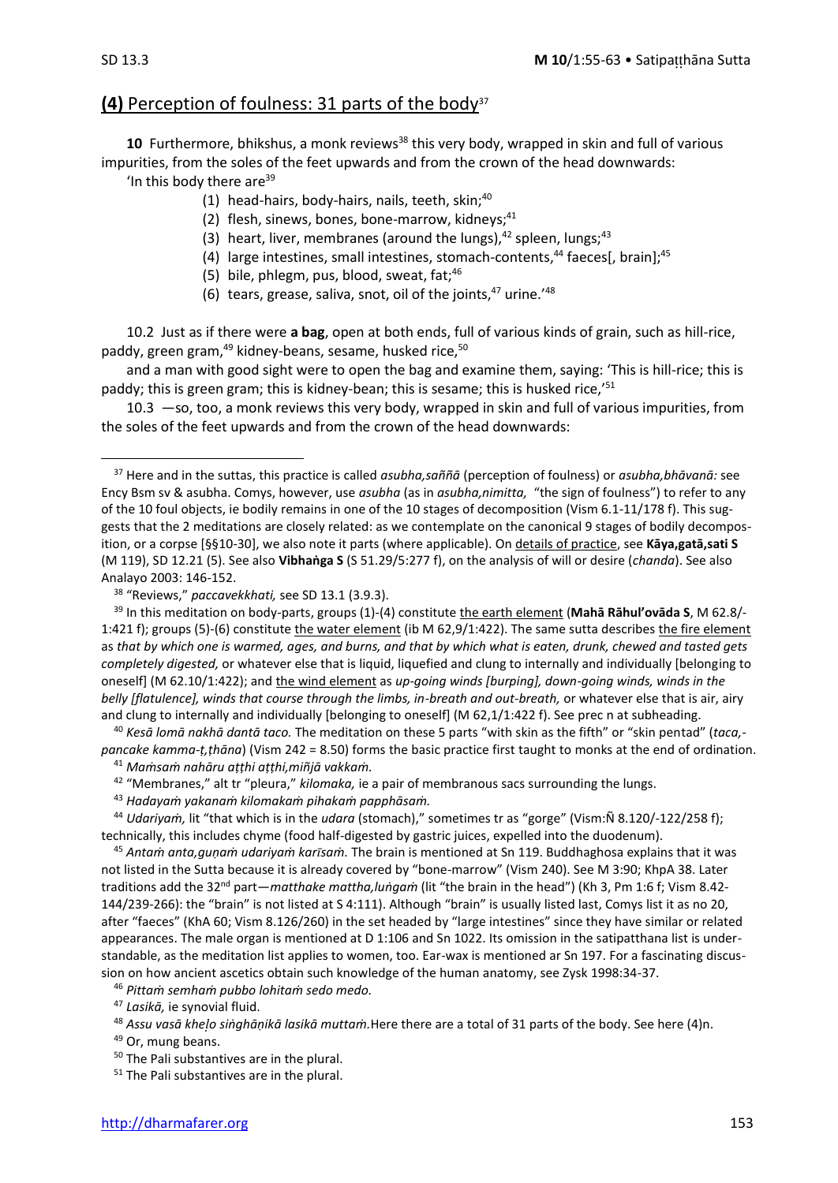## **(4)** Perception of foulness: 31 parts of the body[37]

**10** Furthermore, bhikshus, a monk reviews[38] this very body, wrapped in skin and full of various impurities, from the soles of the feet upwards and from the crown of the head downwards:

'In this body there are[39]

(1) head-hairs, body-hairs, nails, teeth, skin;[40]
(2) flesh, sinews, bones, bone-marrow, kidneys;[41]
(3) heart, liver, membranes (around the lungs),[42] spleen, lungs;[43]
(4) large intestines, small intestines, stomach-contents,[44] faeces[, brain];[45]
(5) bile, phlegm, pus, blood, sweat, fat;[46]
(6) tears, grease, saliva, snot, oil of the joints,[47] urine.'[48]

10.2 Just as if there were **a bag**, open at both ends, full of various kinds of grain, such as hill-rice, paddy, green gram,[49] kidney-beans, sesame, husked rice,[50]

and a man with good sight were to open the bag and examine them, saying: 'This is hill-rice; this is paddy; this is green gram; this is kidney-bean; this is sesame; this is husked rice,'[51]

10.3 —so, too, a monk reviews this very body, wrapped in skin and full of various impurities, from the soles of the feet upwards and from the crown of the head downwards:

---

[37] Here and in the suttas, this practice is called *asubha,saññā* (perception of foulness) or *asubha,bhāvanā:* see Ency Bsm sv & asubha. Comys, however, use *asubha* (as in *asubha,nimitta,* "the sign of foulness") to refer to any of the 10 foul objects, ie bodily remains in one of the 10 stages of decomposition (Vism 6.1-11/178 f). This suggests that the 2 meditations are closely related: as we contemplate on the canonical 9 stages of bodily decomposition, or a corpse [§§10-30], we also note it parts (where applicable). On details of practice, see **Kāya,gatā,sati S** (M 119), SD 12.21 (5). See also **Vibhaṅga S** (S 51.29/5:277 f), on the analysis of will or desire (*chanda*). See also Analayo 2003: 146-152.

[38] "Reviews," *paccavekkhati,* see SD 13.1 (3.9.3).

[39] In this meditation on body-parts, groups (1)-(4) constitute the earth element (**Mahā Rāhul'ovāda S**, M 62.8/-1:421 f); groups (5)-(6) constitute the water element (ib M 62,9/1:422). The same sutta describes the fire element as *that by which one is warmed, ages, and burns, and that by which what is eaten, drunk, chewed and tasted gets completely digested,* or whatever else that is liquid, liquefied and clung to internally and individually [belonging to oneself] (M 62.10/1:422); and the wind element as *up-going winds [burping], down-going winds, winds in the belly [flatulence], winds that course through the limbs, in-breath and out-breath,* or whatever else that is air, airy and clung to internally and individually [belonging to oneself] (M 62,1/1:422 f). See prec n at subheading.

[40] *Kesā lomā nakhā dantā taco.* The meditation on these 5 parts "with skin as the fifth" or "skin pentad" (*taca,-pancake kamma-ṭ,ṭhāna*) (Vism 242 = 8.50) forms the basic practice first taught to monks at the end of ordination.

[41] *Maṁsaṁ nahāru aṭṭhi aṭṭhi,miñjā vakkaṁ.*

[42] "Membranes," alt tr "pleura," *kilomaka,* ie a pair of membranous sacs surrounding the lungs.

[43] *Hadayaṁ yakanaṁ kilomakaṁ pihakaṁ papphāsaṁ.*

[44] *Udariyaṁ,* lit "that which is in the *udara* (stomach)," sometimes tr as "gorge" (Vism:Ñ 8.120/-122/258 f); technically, this includes chyme (food half-digested by gastric juices, expelled into the duodenum).

[45] *Antaṁ anta,guṇaṁ udariyaṁ karīsaṁ.* The brain is mentioned at Sn 119. Buddhaghosa explains that it was not listed in the Sutta because it is already covered by "bone-marrow" (Vism 240). See M 3:90; KhpA 38. Later traditions add the 32nd part—*matthake mattha,luṅgaṁ* (lit "the brain in the head") (Kh 3, Pm 1:6 f; Vism 8.42-144/239-266): the "brain" is not listed at S 4:111). Although "brain" is usually listed last, Comys list it as no 20, after "faeces" (KhA 60; Vism 8.126/260) in the set headed by "large intestines" since they have similar or related appearances. The male organ is mentioned at D 1:106 and Sn 1022. Its omission in the satipatthana list is understandable, as the meditation list applies to women, too. Ear-wax is mentioned ar Sn 197. For a fascinating discussion on how ancient ascetics obtain such knowledge of the human anatomy, see Zysk 1998:34-37.

[46] *Pittaṁ semhaṁ pubbo lohitaṁ sedo medo.*

[47] *Lasikā,* ie synovial fluid.

[48] *Assu vasā kheḷo siṅghāṇikā lasikā muttaṁ.*Here there are a total of 31 parts of the body. See here (4)n.

[49] Or, mung beans.

[50] The Pali substantives are in the plural.

[51] The Pali substantives are in the plural.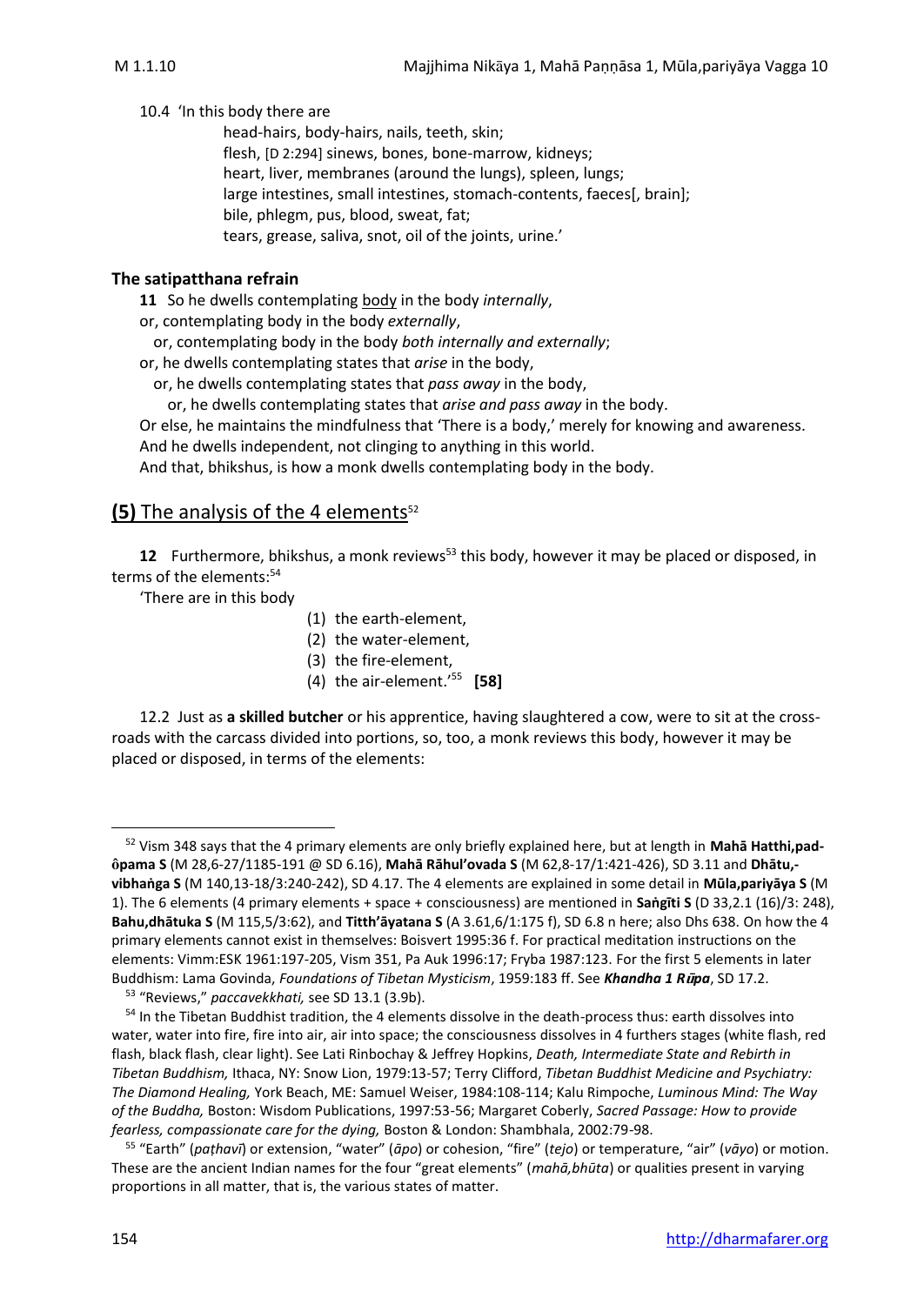10.4 'In this body there are

head-hairs, body-hairs, nails, teeth, skin;
flesh, [D 2:294] sinews, bones, bone-marrow, kidneys;
heart, liver, membranes (around the lungs), spleen, lungs;
large intestines, small intestines, stomach-contents, faeces[, brain];
bile, phlegm, pus, blood, sweat, fat;
tears, grease, saliva, snot, oil of the joints, urine.'

**The satipatthana refrain**

**11** So he dwells contemplating <u>body</u> in the body *internally*,
or, contemplating body in the body *externally*,
or, contemplating body in the body *both internally and externally*;
or, he dwells contemplating states that *arise* in the body,
or, he dwells contemplating states that *pass away* in the body,
or, he dwells contemplating states that *arise and pass away* in the body.
Or else, he maintains the mindfulness that 'There is a body,' merely for knowing and awareness.
And he dwells independent, not clinging to anything in this world.
And that, bhikshus, is how a monk dwells contemplating body in the body.

## **(5)** The analysis of the 4 elements[52]

**12** Furthermore, bhikshus, a monk reviews[53] this body, however it may be placed or disposed, in terms of the elements:[54]

'There are in this body

(1) the earth-element,
(2) the water-element,
(3) the fire-element,
(4) the air-element.'[55] **[58]**

12.2 Just as **a skilled butcher** or his apprentice, having slaughtered a cow, were to sit at the cross-roads with the carcass divided into portions, so, too, a monk reviews this body, however it may be placed or disposed, in terms of the elements:

---

[52] Vism 348 says that the 4 primary elements are only briefly explained here, but at length in **Mahā Hatthi,pad-ôpama S** (M 28,6-27/1185-191 @ SD 6.16), **Mahā Rāhul'ovada S** (M 62,8-17/1:421-426), SD 3.11 and **Dhātu,-vibhaṅga S** (M 140,13-18/3:240-242), SD 4.17. The 4 elements are explained in some detail in **Mūla,pariyāya S** (M 1). The 6 elements (4 primary elements + space + consciousness) are mentioned in **Saṅgīti S** (D 33,2.1 (16)/3: 248), **Bahu,dhātuka S** (M 115,5/3:62), and **Titth'āyatana S** (A 3.61,6/1:175 f), SD 6.8 n here; also Dhs 638. On how the 4 primary elements cannot exist in themselves: Boisvert 1995:36 f. For practical meditation instructions on the elements: Vimm:ESK 1961:197-205, Vism 351, Pa Auk 1996:17; Fryba 1987:123. For the first 5 elements in later Buddhism: Lama Govinda, *Foundations of Tibetan Mysticism*, 1959:183 ff. See ***Khandha 1 Rūpa***, SD 17.2.

[53] "Reviews," *paccavekkhati,* see SD 13.1 (3.9b).

[54] In the Tibetan Buddhist tradition, the 4 elements dissolve in the death-process thus: earth dissolves into water, water into fire, fire into air, air into space; the consciousness dissolves in 4 furthers stages (white flash, red flash, black flash, clear light). See Lati Rinbochay & Jeffrey Hopkins, *Death, Intermediate State and Rebirth in Tibetan Buddhism,* Ithaca, NY: Snow Lion, 1979:13-57; Terry Clifford, *Tibetan Buddhist Medicine and Psychiatry: The Diamond Healing,* York Beach, ME: Samuel Weiser, 1984:108-114; Kalu Rimpoche, *Luminous Mind: The Way of the Buddha,* Boston: Wisdom Publications, 1997:53-56; Margaret Coberly, *Sacred Passage: How to provide fearless, compassionate care for the dying,* Boston & London: Shambhala, 2002:79-98.

[55] "Earth" (*paṭhavī*) or extension, "water" (*āpo*) or cohesion, "fire" (*tejo*) or temperature, "air" (*vāyo*) or motion. These are the ancient Indian names for the four "great elements" (*mahā,bhūta*) or qualities present in varying proportions in all matter, that is, the various states of matter.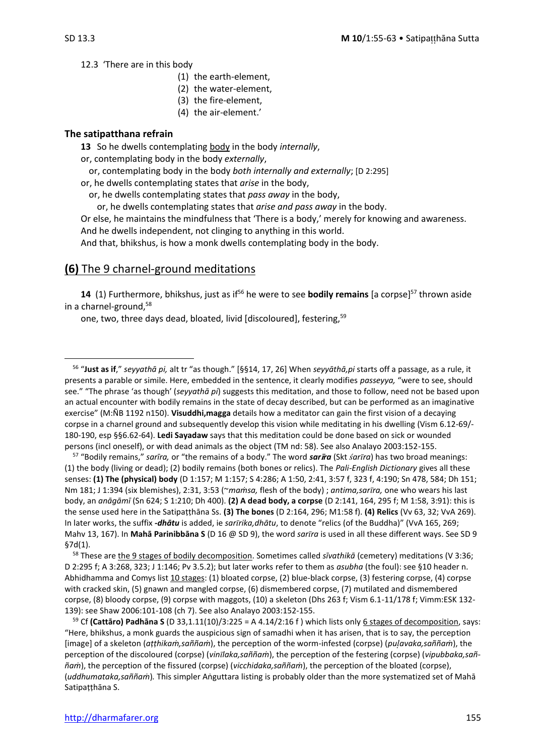12.3 'There are in this body

(1) the earth-element,
(2) the water-element,
(3) the fire-element,
(4) the air-element.'

### The satipatthana refrain

**13** So he dwells contemplating <u>body</u> in the body *internally*,

or, contemplating body in the body *externally*,

or, contemplating body in the body *both internally and externally*; [D 2:295]

or, he dwells contemplating states that *arise* in the body,

or, he dwells contemplating states that *pass away* in the body,

or, he dwells contemplating states that *arise and pass away* in the body.

Or else, he maintains the mindfulness that 'There is a body,' merely for knowing and awareness.

And he dwells independent, not clinging to anything in this world.

And that, bhikshus, is how a monk dwells contemplating body in the body.

## (6) The 9 charnel-ground meditations

**14** (1) Furthermore, bhikshus, just as if[56] he were to see **bodily remains** [a corpse][57] thrown aside in a charnel-ground,[58]

one, two, three days dead, bloated, livid [discoloured], festering,[59]

---

[56] "**Just as if**," *seyyathā pi,* alt tr "as though." [§§14, 17, 26] When *seyyāthā,pi* starts off a passage, as a rule, it presents a parable or simile. Here, embedded in the sentence, it clearly modifies *passeyya,* "were to see, should see." "The phrase 'as though' (*seyyathā pi*) suggests this meditation, and those to follow, need not be based upon an actual encounter with bodily remains in the state of decay described, but can be performed as an imaginative exercise" (M:ÑB 1192 n150). **Visuddhi,magga** details how a meditator can gain the first vision of a decaying corpse in a charnel ground and subsequently develop this vision while meditating in his dwelling (Vism 6.12-69/-180-190, esp §§6.62-64). **Ledi Sayadaw** says that this meditation could be done based on sick or wounded persons (incl oneself), or with dead animals as the object (TM nd: 58). See also Analayo 2003:152-155.

[57] "Bodily remains," *sarīra,* or "the remains of a body." The word ***sarīra*** (Skt *śarīra*) has two broad meanings: (1) the body (living or dead); (2) bodily remains (both bones or relics). The *Pali-English Dictionary* gives all these senses: **(1) The (physical) body** (D 1:157; M 1:157; S 4:286; A 1:50, 2:41, 3:57 f, 323 f, 4:190; Sn 478, 584; Dh 151; Nm 181; J 1:394 (six blemishes), 2:31, 3:53 (~*maṁsa,* flesh of the body) ; *antima,sarīra,* one who wears his last body, an *anāgāmī* (Sn 624; S 1:210; Dh 400). **(2) A dead body, a corpse** (D 2:141, 164, 295 f; M 1:58, 3:91): this is the sense used here in the Satipaṭṭhāna Ss. **(3) The bones** (D 2:164, 296; M1:58 f). **(4) Relics** (Vv 63, 32; VvA 269). In later works, the suffix ***-dhātu*** is added, ie *sarīrika,dhātu*, to denote "relics (of the Buddha)" (VvA 165, 269; Mahv 13, 167). In **Mahā Parinibbāna S** (D 16 @ SD 9), the word *sarīra* is used in all these different ways. See SD 9 §7d(1).

[58] These are <u>the 9 stages of bodily decomposition</u>. Sometimes called *sīvathikā* (cemetery) meditations (V 3:36; D 2:295 f; A 3:268, 323; J 1:146; Pv 3.5.2); but later works refer to them as *asubha* (the foul): see §10 header n. Abhidhamma and Comys list <u>10 stages</u>: (1) bloated corpse, (2) blue-black corpse, (3) festering corpse, (4) corpse with cracked skin, (5) gnawn and mangled corpse, (6) dismembered corpse, (7) mutilated and dismembered corpse, (8) bloody corpse, (9) corpse with maggots, (10) a skeleton (Dhs 263 f; Vism 6.1-11/178 f; Vimm:ESK 132-139): see Shaw 2006:101-108 (ch 7). See also Analayo 2003:152-155.

[59] Cf **(Cattāro) Padhāna S** (D 33,1.11(10)/3:225 = A 4.14/2:16 f ) which lists only <u>6 stages of decomposition</u>, says: "Here, bhikshus, a monk guards the auspicious sign of samadhi when it has arisen, that is to say, the perception [image] of a skeleton (*aṭṭhikaṁ,saññaṁ*), the perception of the worm-infested (corpse) (*puḷavaka,saññaṁ*), the perception of the discoloured (corpse) (*vinīlaka,saññaṁ*), the perception of the festering (corpse) (*vipubbaka,saññaṁ*), the perception of the fissured (corpse) (*vicchidaka,saññaṁ*), the perception of the bloated (corpse), (*uddhumataka,saññaṁ*)*.* This simpler Aṅguttara listing is probably older than the more systematized set of Mahā Satipaṭṭhāna S.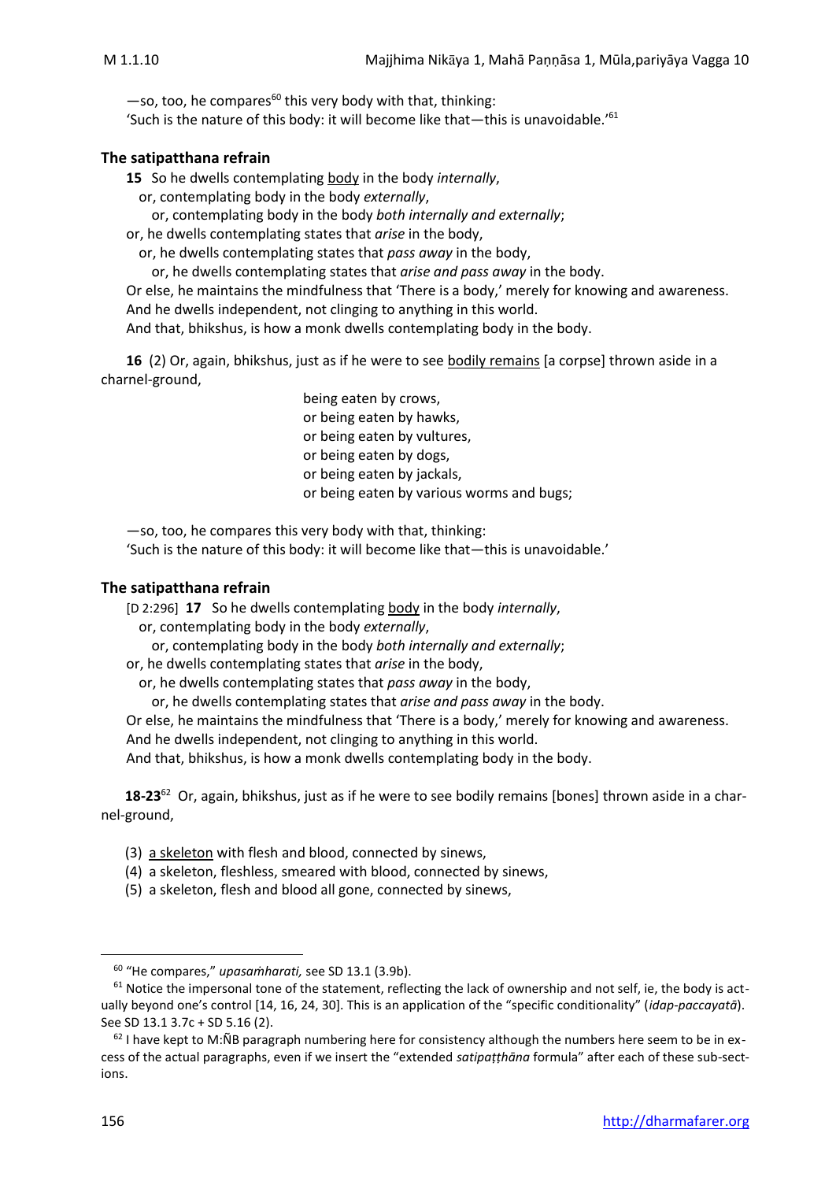—so, too, he compares[60] this very body with that, thinking:
'Such is the nature of this body: it will become like that—this is unavoidable.'[61]

## The satipatthana refrain

**15** So he dwells contemplating <u>body</u> in the body *internally*,
or, contemplating body in the body *externally*,
or, contemplating body in the body *both internally and externally*;
or, he dwells contemplating states that *arise* in the body,
or, he dwells contemplating states that *pass away* in the body,
or, he dwells contemplating states that *arise and pass away* in the body.
Or else, he maintains the mindfulness that 'There is a body,' merely for knowing and awareness.
And he dwells independent, not clinging to anything in this world.
And that, bhikshus, is how a monk dwells contemplating body in the body.

**16** (2) Or, again, bhikshus, just as if he were to see <u>bodily remains</u> [a corpse] thrown aside in a charnel-ground,

being eaten by crows,
or being eaten by hawks,
or being eaten by vultures,
or being eaten by dogs,
or being eaten by jackals,
or being eaten by various worms and bugs;

—so, too, he compares this very body with that, thinking:
'Such is the nature of this body: it will become like that—this is unavoidable.'

## The satipatthana refrain

[D 2:296] **17** So he dwells contemplating <u>body</u> in the body *internally*,
or, contemplating body in the body *externally*,
or, contemplating body in the body *both internally and externally*;
or, he dwells contemplating states that *arise* in the body,
or, he dwells contemplating states that *pass away* in the body,
or, he dwells contemplating states that *arise and pass away* in the body.
Or else, he maintains the mindfulness that 'There is a body,' merely for knowing and awareness.
And he dwells independent, not clinging to anything in this world.
And that, bhikshus, is how a monk dwells contemplating body in the body.

**18-23**[62] Or, again, bhikshus, just as if he were to see bodily remains [bones] thrown aside in a charnel-ground,

(3) <u>a skeleton</u> with flesh and blood, connected by sinews,
(4) a skeleton, fleshless, smeared with blood, connected by sinews,
(5) a skeleton, flesh and blood all gone, connected by sinews,

---

[60] "He compares," *upasaṁharati,* see SD 13.1 (3.9b).

[61] Notice the impersonal tone of the statement, reflecting the lack of ownership and not self, ie, the body is actually beyond one's control [14, 16, 24, 30]. This is an application of the "specific conditionality" (*idap-paccayatā*). See SD 13.1 3.7c + SD 5.16 (2).

[62] I have kept to M:ÑB paragraph numbering here for consistency although the numbers here seem to be in excess of the actual paragraphs, even if we insert the "extended *satipaṭṭhāna* formula" after each of these sub-sections.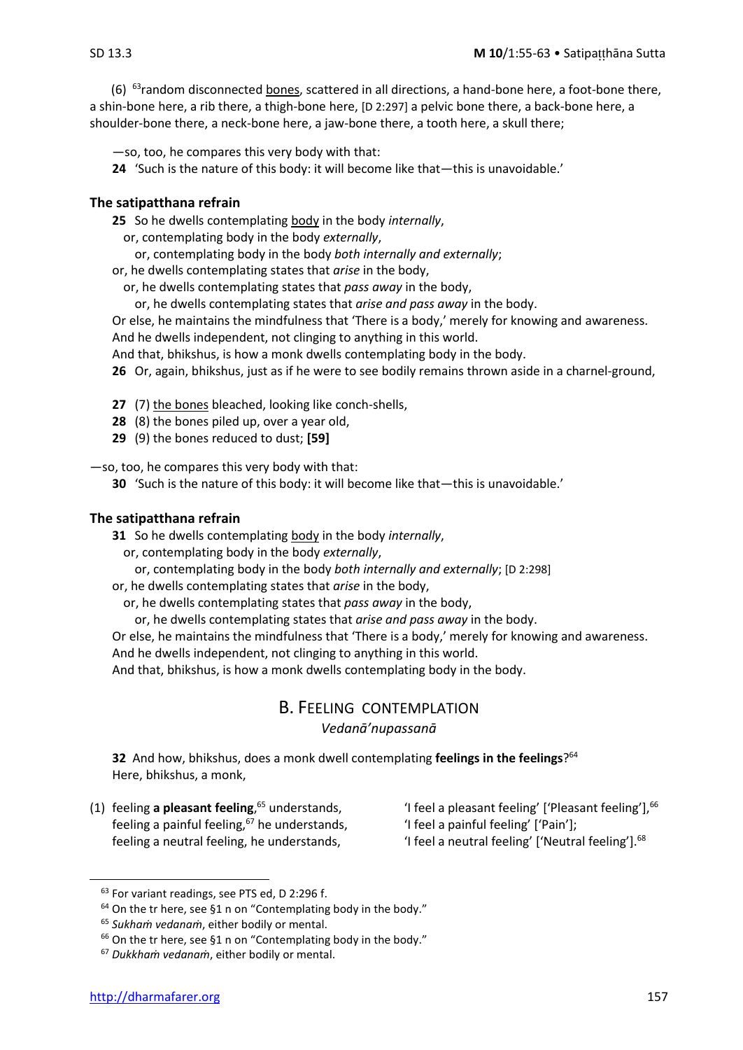(6) [63]random disconnected bones, scattered in all directions, a hand-bone here, a foot-bone there, a shin-bone here, a rib there, a thigh-bone here, [D 2:297] a pelvic bone there, a back-bone here, a shoulder-bone there, a neck-bone here, a jaw-bone there, a tooth here, a skull there;

—so, too, he compares this very body with that:

**24** 'Such is the nature of this body: it will become like that—this is unavoidable.'

### The satipatthana refrain

**25** So he dwells contemplating body in the body *internally*,
or, contemplating body in the body *externally*,
or, contemplating body in the body *both internally and externally*;
or, he dwells contemplating states that *arise* in the body,
or, he dwells contemplating states that *pass away* in the body,
or, he dwells contemplating states that *arise and pass away* in the body.
Or else, he maintains the mindfulness that 'There is a body,' merely for knowing and awareness.
And he dwells independent, not clinging to anything in this world.
And that, bhikshus, is how a monk dwells contemplating body in the body.

**26** Or, again, bhikshus, just as if he were to see bodily remains thrown aside in a charnel-ground,

**27** (7) the bones bleached, looking like conch-shells,
**28** (8) the bones piled up, over a year old,
**29** (9) the bones reduced to dust; **[59]**

—so, too, he compares this very body with that:

**30** 'Such is the nature of this body: it will become like that—this is unavoidable.'

### The satipatthana refrain

**31** So he dwells contemplating body in the body *internally*,
or, contemplating body in the body *externally*,
or, contemplating body in the body *both internally and externally*; [D 2:298]
or, he dwells contemplating states that *arise* in the body,
or, he dwells contemplating states that *pass away* in the body,
or, he dwells contemplating states that *arise and pass away* in the body.
Or else, he maintains the mindfulness that 'There is a body,' merely for knowing and awareness.
And he dwells independent, not clinging to anything in this world.
And that, bhikshus, is how a monk dwells contemplating body in the body.

## B. Feeling contemplation

*Vedanā'nupassanā*

**32** And how, bhikshus, does a monk dwell contemplating **feelings in the feelings**?[64]
Here, bhikshus, a monk,

(1) feeling **a pleasant feeling**,[65] understands, 'I feel a pleasant feeling' ['Pleasant feeling'],[66]
feeling a painful feeling,[67] he understands, 'I feel a painful feeling' ['Pain'];
feeling a neutral feeling, he understands, 'I feel a neutral feeling' ['Neutral feeling'].[68]

---

[63] For variant readings, see PTS ed, D 2:296 f.
[64] On the tr here, see §1 n on "Contemplating body in the body."
[65] *Sukhaṁ vedanaṁ*, either bodily or mental.
[66] On the tr here, see §1 n on "Contemplating body in the body."
[67] *Dukkhaṁ vedanaṁ*, either bodily or mental.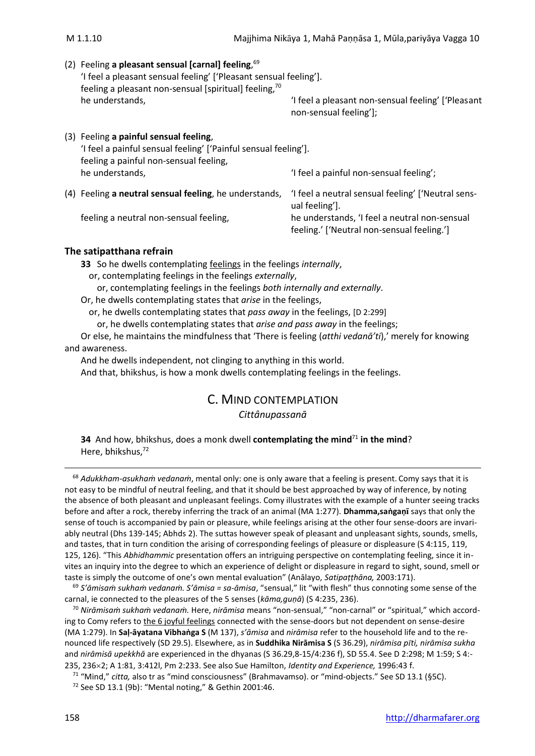(2) Feeling **a pleasant sensual [carnal] feeling**,[69]
'I feel a pleasant sensual feeling' ['Pleasant sensual feeling'].
feeling a pleasant non-sensual [spiritual] feeling,[70]
he understands, 'I feel a pleasant non-sensual feeling' ['Pleasant non-sensual feeling'];

(3) Feeling **a painful sensual feeling**,
'I feel a painful sensual feeling' ['Painful sensual feeling'].
feeling a painful non-sensual feeling,
he understands, 'I feel a painful non-sensual feeling';

(4) Feeling **a neutral sensual feeling**, he understands, 'I feel a neutral sensual feeling' ['Neutral sensual feeling'].
feeling a neutral non-sensual feeling, he understands, 'I feel a neutral non-sensual feeling.' ['Neutral non-sensual feeling.']

#### The satipatthana refrain

**33** So he dwells contemplating feelings in the feelings *internally*,
or, contemplating feelings in the feelings *externally*,
or, contemplating feelings in the feelings *both internally and externally*.
Or, he dwells contemplating states that *arise* in the feelings,
or, he dwells contemplating states that *pass away* in the feelings, [D 2:299]
or, he dwells contemplating states that *arise and pass away* in the feelings;
Or else, he maintains the mindfulness that 'There is feeling (*atthi vedanā'ti*),' merely for knowing and awareness.
And he dwells independent, not clinging to anything in this world.
And that, bhikshus, is how a monk dwells contemplating feelings in the feelings.

## C. Mind contemplation

*Cittânupassanā*

**34** And how, bhikshus, does a monk dwell **contemplating the mind**[71] **in the mind**?
Here, bhikshus,[72]

---

[68] *Adukkham-asukhaṁ vedanaṁ*, mental only: one is only aware that a feeling is present. Comy says that it is not easy to be mindful of neutral feeling, and that it should be best approached by way of inference, by noting the absence of both pleasant and unpleasant feelings. Comy illustrates with the example of a hunter seeing tracks before and after a rock, thereby inferring the track of an animal (MA 1:277). **Dhamma,saṅgaṇī** says that only the sense of touch is accompanied by pain or pleasure, while feelings arising at the other four sense-doors are invariably neutral (Dhs 139-145; Abhds 2). The suttas however speak of pleasant and unpleasant sights, sounds, smells, and tastes, that in turn condition the arising of corresponding feelings of pleasure or displeasure (S 4:115, 119, 125, 126). "This *Abhidhammic* presentation offers an intriguing perspective on contemplating feeling, since it invites an inquiry into the degree to which an experience of delight or displeasure in regard to sight, sound, smell or taste is simply the outcome of one's own mental evaluation" (Anālayo, *Satipaṭṭhāna,* 2003:171).

[69] *S'āmisaṁ sukhaṁ vedanaṁ. S'āmisa = sa-āmisa*, "sensual," lit "with flesh" thus connoting some sense of the carnal, ie connected to the pleasures of the 5 senses (*kāma,guṇā*) (S 4:235, 236).

[70] *Nirāmisaṁ sukhaṁ vedanaṁ.* Here, *nirāmisa* means "non-sensual," "non-carnal" or "spiritual," which according to Comy refers to the 6 joyful feelings connected with the sense-doors but not dependent on sense-desire (MA 1:279). In **Saḷ-āyatana Vibhaṅga S** (M 137), *s'āmisa* and *nirāmisa* refer to the household life and to the renounced life respectively (SD 29.5). Elsewhere, as in **Suddhika Nirāmisa S** (S 36.29), *nirāmisa pīti, nirāmisa sukha* and *nirāmisā upekkhā* are experienced in the dhyanas (S 36.29,8-15/4:236 f), SD 55.4. See D 2:298; M 1:59; S 4:-235, 236×2; A 1:81, 3:412l, Pm 2:233. See also Sue Hamilton, *Identity and Experience,* 1996:43 f.

[71] "Mind," *citta,* also tr as "mind consciousness" (Brahmavamso). or "mind-objects." See SD 13.1 (§5C).

[72] See SD 13.1 (9b): "Mental noting," & Gethin 2001:46.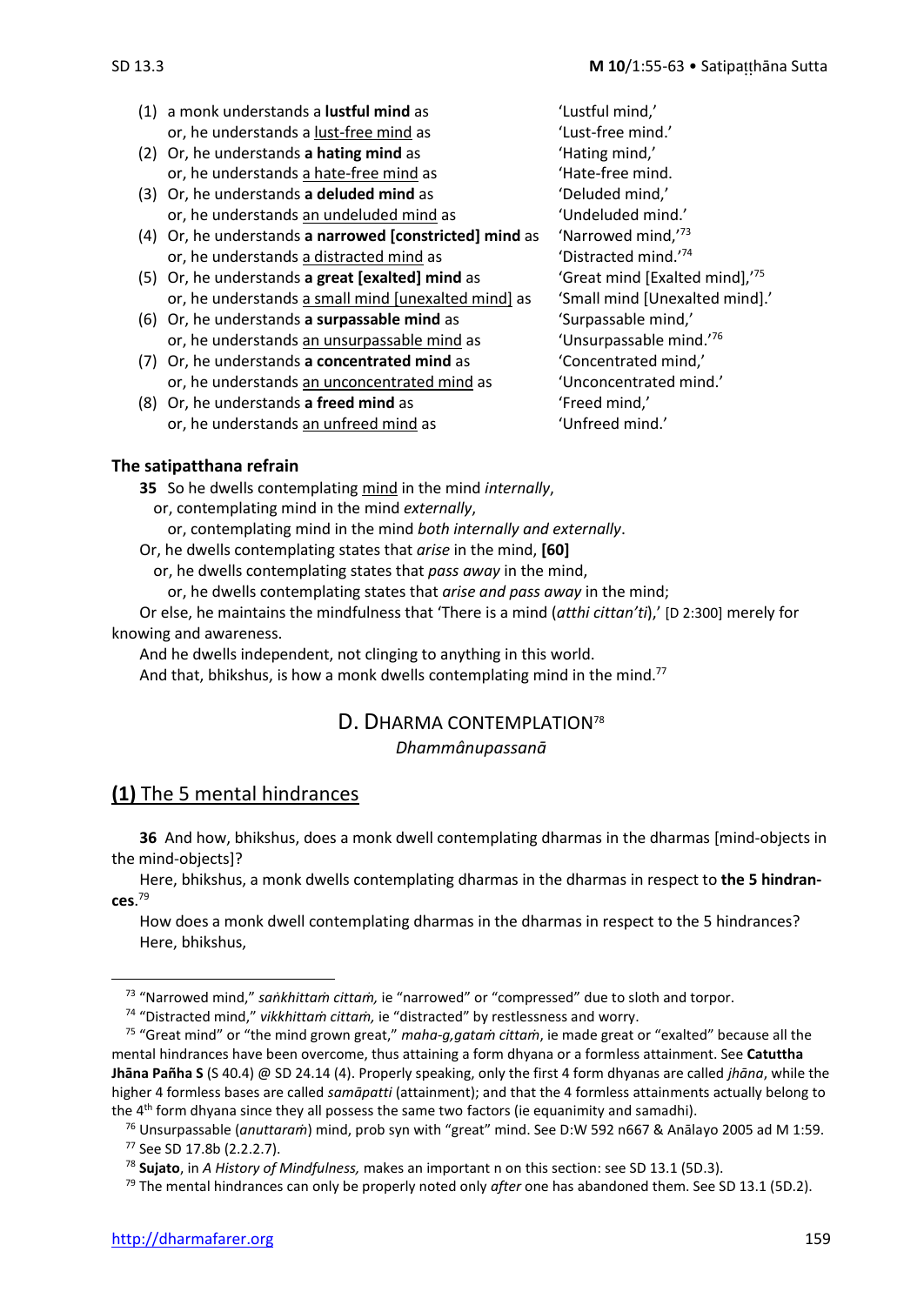(1) a monk understands a **lustful mind** as 'Lustful mind,'
or, he understands a lust-free mind as 'Lust-free mind.'

(2) Or, he understands **a hating mind** as 'Hating mind,'
or, he understands a hate-free mind as 'Hate-free mind.

(3) Or, he understands **a deluded mind** as 'Deluded mind,'
or, he understands an undeluded mind as 'Undeluded mind.'

(4) Or, he understands **a narrowed [constricted] mind** as 'Narrowed mind,'[73]
or, he understands a distracted mind as 'Distracted mind.'[74]

(5) Or, he understands **a great [exalted] mind** as 'Great mind [Exalted mind],'[75]
or, he understands a small mind [unexalted mind] as 'Small mind [Unexalted mind].'

(6) Or, he understands **a surpassable mind** as 'Surpassable mind,'
or, he understands an unsurpassable mind as 'Unsurpassable mind.'[76]

(7) Or, he understands **a concentrated mind** as 'Concentrated mind,'
or, he understands an unconcentrated mind as 'Unconcentrated mind.'

(8) Or, he understands **a freed mind** as 'Freed mind,'
or, he understands an unfreed mind as 'Unfreed mind.'

**The satipatthana refrain**

**35** So he dwells contemplating mind in the mind *internally*,
or, contemplating mind in the mind *externally*,
or, contemplating mind in the mind *both internally and externally*.
Or, he dwells contemplating states that *arise* in the mind, **[60]**
or, he dwells contemplating states that *pass away* in the mind,
or, he dwells contemplating states that *arise and pass away* in the mind;
Or else, he maintains the mindfulness that 'There is a mind (*atthi cittan'ti*),' [D 2:300] merely for knowing and awareness.
And he dwells independent, not clinging to anything in this world.
And that, bhikshus, is how a monk dwells contemplating mind in the mind.[77]

## D. DHARMA CONTEMPLATION[78]

*Dhammânupassanā*

### **(1)** The 5 mental hindrances

**36** And how, bhikshus, does a monk dwell contemplating dharmas in the dharmas [mind-objects in the mind-objects]?

Here, bhikshus, a monk dwells contemplating dharmas in the dharmas in respect to **the 5 hindrances**.[79]

How does a monk dwell contemplating dharmas in the dharmas in respect to the 5 hindrances?
Here, bhikshus,

---

[73] "Narrowed mind," *saṅkhittaṁ cittaṁ,* ie "narrowed" or "compressed" due to sloth and torpor.

[74] "Distracted mind," *vikkhittaṁ cittaṁ,* ie "distracted" by restlessness and worry.

[75] "Great mind" or "the mind grown great," *maha-g,gataṁ cittaṁ*, ie made great or "exalted" because all the mental hindrances have been overcome, thus attaining a form dhyana or a formless attainment. See **Catuttha Jhāna Pañha S** (S 40.4) @ SD 24.14 (4). Properly speaking, only the first 4 form dhyanas are called *jhāna*, while the higher 4 formless bases are called *samāpatti* (attainment); and that the 4 formless attainments actually belong to the 4th form dhyana since they all possess the same two factors (ie equanimity and samadhi).

[76] Unsurpassable (*anuttaraṁ*) mind, prob syn with "great" mind. See D:W 592 n667 & Anālayo 2005 ad M 1:59.

[77] See SD 17.8b (2.2.2.7).

[78] **Sujato**, in *A History of Mindfulness,* makes an important n on this section: see SD 13.1 (5D.3).

[79] The mental hindrances can only be properly noted only *after* one has abandoned them. See SD 13.1 (5D.2).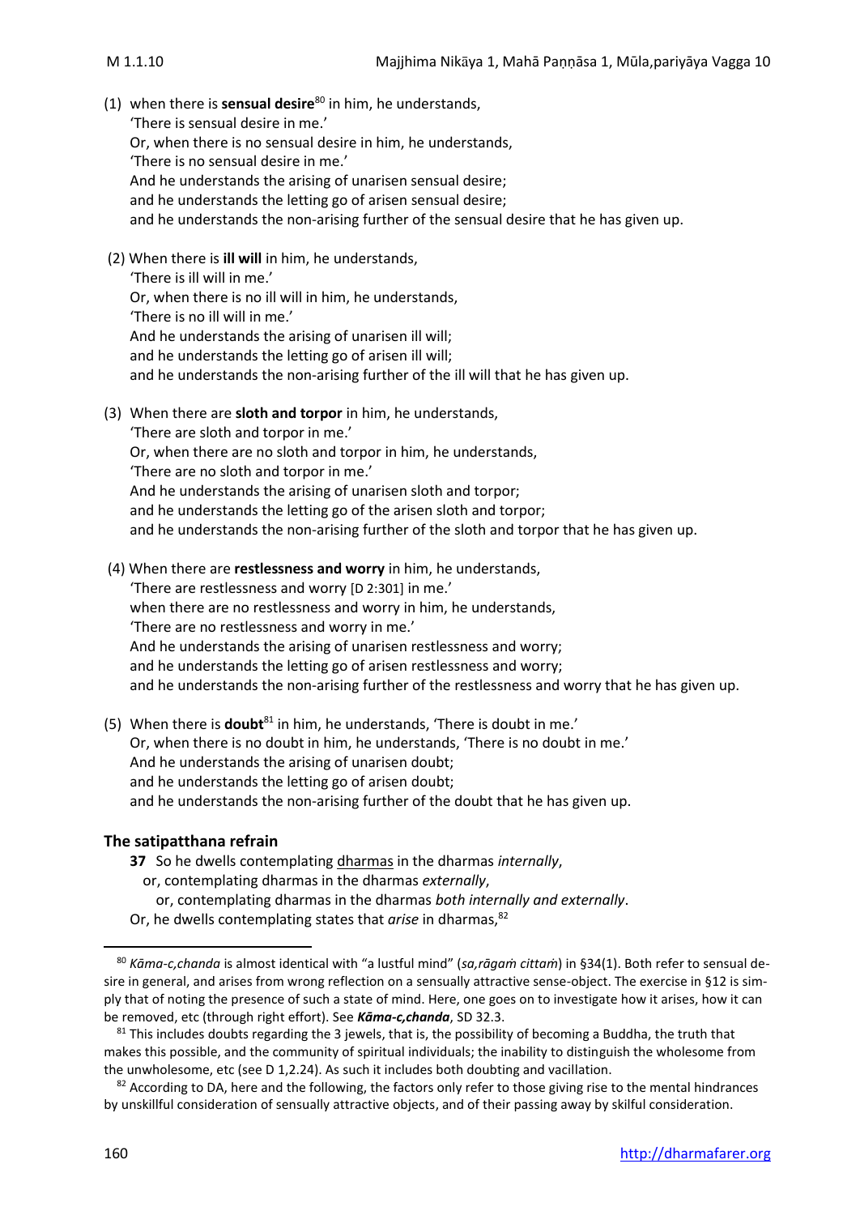(1) when there is **sensual desire**[80] in him, he understands,
'There is sensual desire in me.'
Or, when there is no sensual desire in him, he understands,
'There is no sensual desire in me.'
And he understands the arising of unarisen sensual desire;
and he understands the letting go of arisen sensual desire;
and he understands the non-arising further of the sensual desire that he has given up.

(2) When there is **ill will** in him, he understands,
'There is ill will in me.'
Or, when there is no ill will in him, he understands,
'There is no ill will in me.'
And he understands the arising of unarisen ill will;
and he understands the letting go of arisen ill will;
and he understands the non-arising further of the ill will that he has given up.

(3) When there are **sloth and torpor** in him, he understands,
'There are sloth and torpor in me.'
Or, when there are no sloth and torpor in him, he understands,
'There are no sloth and torpor in me.'
And he understands the arising of unarisen sloth and torpor;
and he understands the letting go of the arisen sloth and torpor;
and he understands the non-arising further of the sloth and torpor that he has given up.

(4) When there are **restlessness and worry** in him, he understands,
'There are restlessness and worry [D 2:301] in me.'
when there are no restlessness and worry in him, he understands,
'There are no restlessness and worry in me.'
And he understands the arising of unarisen restlessness and worry;
and he understands the letting go of arisen restlessness and worry;
and he understands the non-arising further of the restlessness and worry that he has given up.

(5) When there is **doubt**[81] in him, he understands, 'There is doubt in me.'
Or, when there is no doubt in him, he understands, 'There is no doubt in me.'
And he understands the arising of unarisen doubt;
and he understands the letting go of arisen doubt;
and he understands the non-arising further of the doubt that he has given up.

### The satipatthana refrain

**37** So he dwells contemplating dharmas in the dharmas *internally*,
or, contemplating dharmas in the dharmas *externally*,
or, contemplating dharmas in the dharmas *both internally and externally*.
Or, he dwells contemplating states that *arise* in dharmas,[82]

---

[80] *Kāma-c,chanda* is almost identical with "a lustful mind" (*sa,rāgaṁ cittaṁ*) in §34(1). Both refer to sensual desire in general, and arises from wrong reflection on a sensually attractive sense-object. The exercise in §12 is simply that of noting the presence of such a state of mind. Here, one goes on to investigate how it arises, how it can be removed, etc (through right effort). See ***Kāma-c,chanda***, SD 32.3.

[81] This includes doubts regarding the 3 jewels, that is, the possibility of becoming a Buddha, the truth that makes this possible, and the community of spiritual individuals; the inability to distinguish the wholesome from the unwholesome, etc (see D 1,2.24). As such it includes both doubting and vacillation.

[82] According to DA, here and the following, the factors only refer to those giving rise to the mental hindrances by unskillful consideration of sensually attractive objects, and of their passing away by skilful consideration.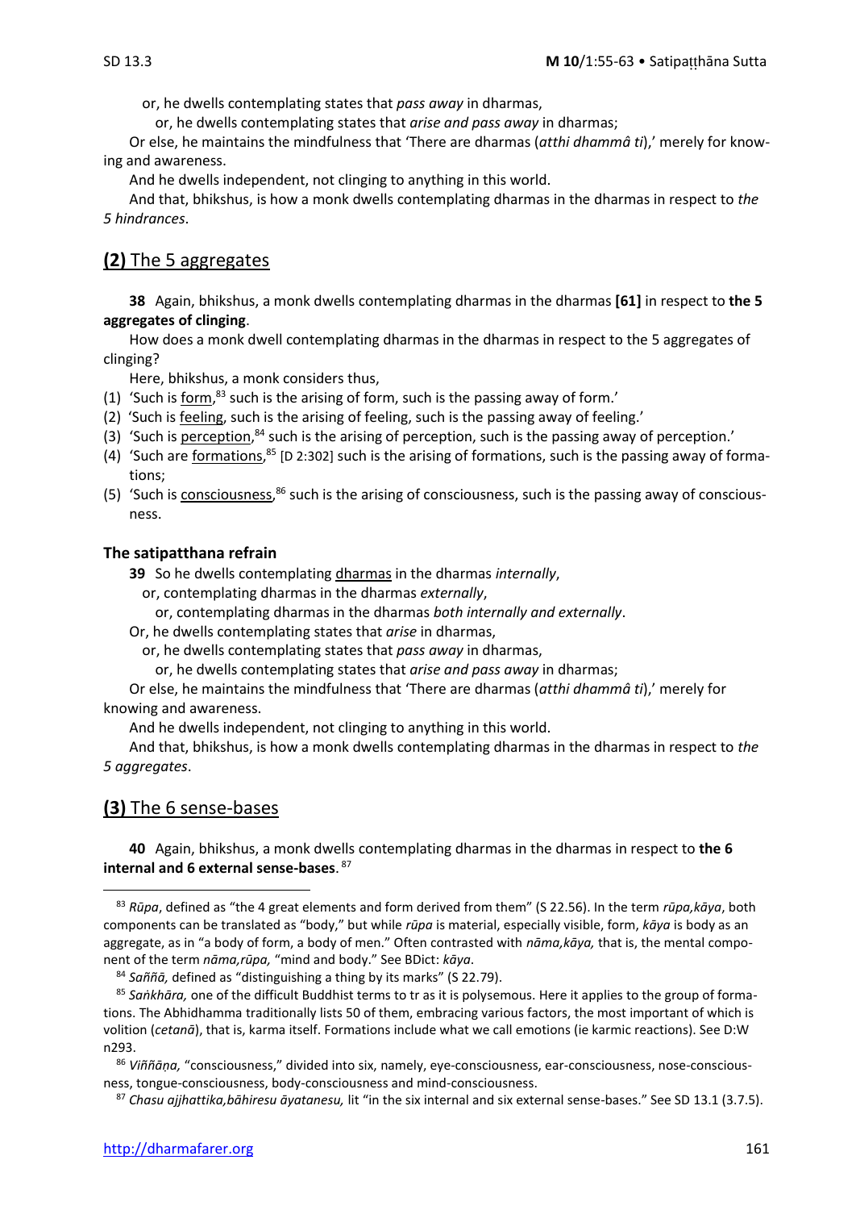or, he dwells contemplating states that *pass away* in dharmas,

or, he dwells contemplating states that *arise and pass away* in dharmas;

Or else, he maintains the mindfulness that 'There are dharmas (*atthi dhammâ ti*),' merely for knowing and awareness.

And he dwells independent, not clinging to anything in this world.

And that, bhikshus, is how a monk dwells contemplating dharmas in the dharmas in respect to *the 5 hindrances*.

## **(2)** The 5 aggregates

**38** Again, bhikshus, a monk dwells contemplating dharmas in the dharmas **[61]** in respect to **the 5 aggregates of clinging**.

How does a monk dwell contemplating dharmas in the dharmas in respect to the 5 aggregates of clinging?

Here, bhikshus, a monk considers thus,

(1) 'Such is form,[83] such is the arising of form, such is the passing away of form.'
(2) 'Such is feeling, such is the arising of feeling, such is the passing away of feeling.'
(3) 'Such is perception,[84] such is the arising of perception, such is the passing away of perception.'
(4) 'Such are formations,[85] [D 2:302] such is the arising of formations, such is the passing away of formations;
(5) 'Such is consciousness,[86] such is the arising of consciousness, such is the passing away of consciousness.

### The satipatthana refrain

**39** So he dwells contemplating dharmas in the dharmas *internally*,

or, contemplating dharmas in the dharmas *externally*,

or, contemplating dharmas in the dharmas *both internally and externally*.

Or, he dwells contemplating states that *arise* in dharmas,

or, he dwells contemplating states that *pass away* in dharmas,

or, he dwells contemplating states that *arise and pass away* in dharmas;

Or else, he maintains the mindfulness that 'There are dharmas (*atthi dhammâ ti*),' merely for knowing and awareness.

And he dwells independent, not clinging to anything in this world.

And that, bhikshus, is how a monk dwells contemplating dharmas in the dharmas in respect to *the 5 aggregates*.

## **(3)** The 6 sense-bases

**40** Again, bhikshus, a monk dwells contemplating dharmas in the dharmas in respect to **the 6 internal and 6 external sense-bases**.[87]

---

[83] *Rūpa*, defined as "the 4 great elements and form derived from them" (S 22.56). In the term *rūpa,kāya*, both components can be translated as "body," but while *rūpa* is material, especially visible, form, *kāya* is body as an aggregate, as in "a body of form, a body of men." Often contrasted with *nāma,kāya,* that is, the mental component of the term *nāma,rūpa,* "mind and body." See BDict: *kāya*.

[84] *Saññā,* defined as "distinguishing a thing by its marks" (S 22.79).

[85] *Saṅkhāra,* one of the difficult Buddhist terms to tr as it is polysemous. Here it applies to the group of formations. The Abhidhamma traditionally lists 50 of them, embracing various factors, the most important of which is volition (*cetanā*), that is, karma itself. Formations include what we call emotions (ie karmic reactions). See D:W n293.

[86] *Viññāṇa,* "consciousness," divided into six, namely, eye-consciousness, ear-consciousness, nose-consciousness, tongue-consciousness, body-consciousness and mind-consciousness.

[87] *Chasu ajjhattika,bāhiresu āyatanesu,* lit "in the six internal and six external sense-bases." See SD 13.1 (3.7.5).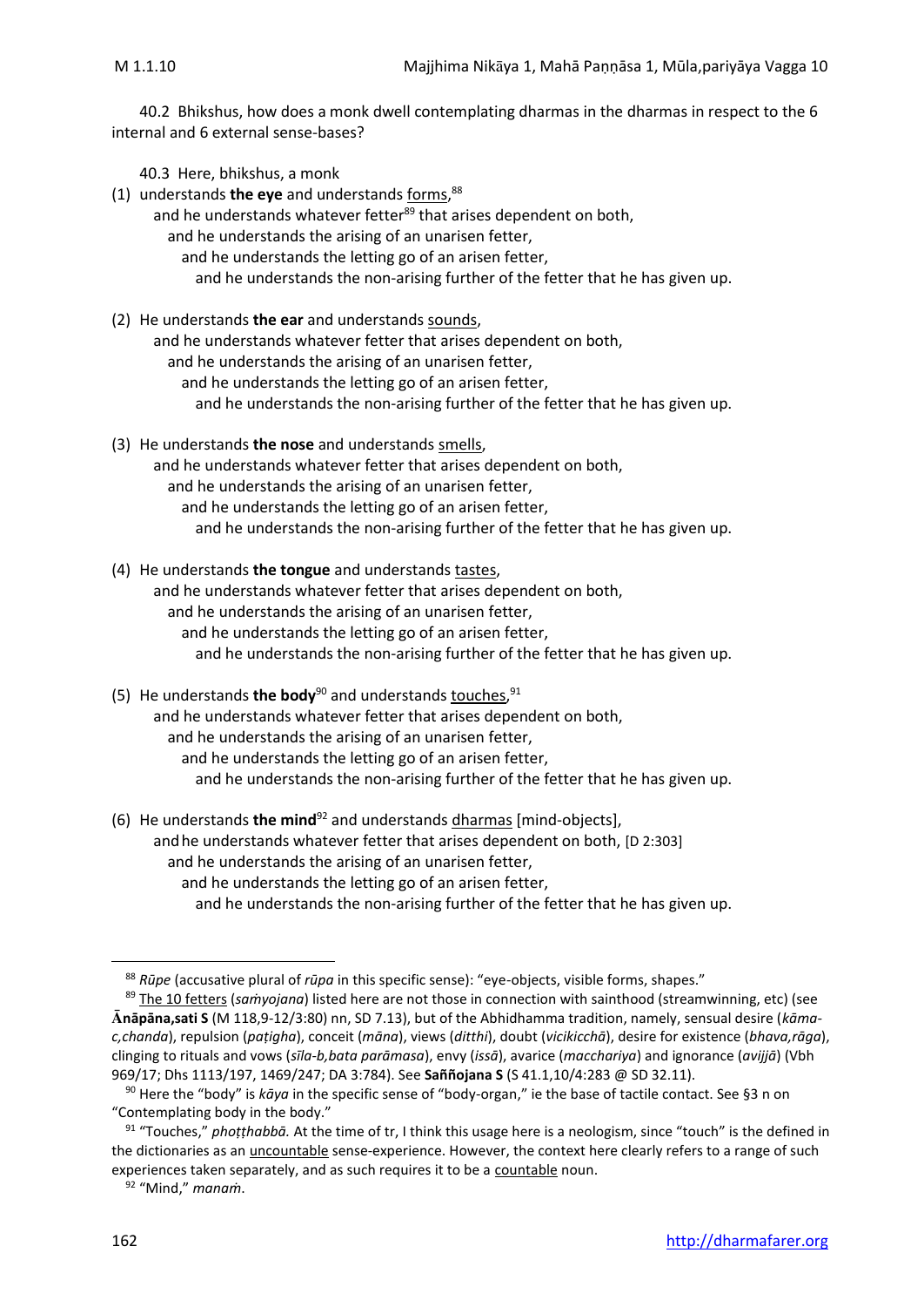40.2 Bhikshus, how does a monk dwell contemplating dharmas in the dharmas in respect to the 6 internal and 6 external sense-bases?

40.3 Here, bhikshus, a monk

(1) understands **the eye** and understands forms,[88]
and he understands whatever fetter[89] that arises dependent on both,
and he understands the arising of an unarisen fetter,
and he understands the letting go of an arisen fetter,
and he understands the non-arising further of the fetter that he has given up.

(2) He understands **the ear** and understands sounds,
and he understands whatever fetter that arises dependent on both,
and he understands the arising of an unarisen fetter,
and he understands the letting go of an arisen fetter,
and he understands the non-arising further of the fetter that he has given up.

(3) He understands **the nose** and understands smells,
and he understands whatever fetter that arises dependent on both,
and he understands the arising of an unarisen fetter,
and he understands the letting go of an arisen fetter,
and he understands the non-arising further of the fetter that he has given up.

(4) He understands **the tongue** and understands tastes,
and he understands whatever fetter that arises dependent on both,
and he understands the arising of an unarisen fetter,
and he understands the letting go of an arisen fetter,
and he understands the non-arising further of the fetter that he has given up.

(5) He understands **the body**[90] and understands touches,[91]
and he understands whatever fetter that arises dependent on both,
and he understands the arising of an unarisen fetter,
and he understands the letting go of an arisen fetter,
and he understands the non-arising further of the fetter that he has given up.

(6) He understands **the mind**[92] and understands dharmas [mind-objects],
and he understands whatever fetter that arises dependent on both, [D 2:303]
and he understands the arising of an unarisen fetter,
and he understands the letting go of an arisen fetter,
and he understands the non-arising further of the fetter that he has given up.

---

[88] *Rūpe* (accusative plural of *rūpa* in this specific sense): "eye-objects, visible forms, shapes."

[89] The 10 fetters (*saṁyojana*) listed here are not those in connection with sainthood (streamwinning, etc) (see **Ānāpāna,sati S** (M 118,9-12/3:80) nn, SD 7.13), but of the Abhidhamma tradition, namely, sensual desire (*kāma-c,chanda*), repulsion (*paṭigha*), conceit (*māna*), views (*ditthi*), doubt (*vicikicchā*), desire for existence (*bhava,rāga*), clinging to rituals and vows (*sīla-b,bata parāmasa*), envy (*issā*), avarice (*macchariya*) and ignorance (*avijjā*) (Vbh 969/17; Dhs 1113/197, 1469/247; DA 3:784). See **Saññojana S** (S 41.1,10/4:283 @ SD 32.11).

[90] Here the "body" is *kāya* in the specific sense of "body-organ," ie the base of tactile contact. See §3 n on "Contemplating body in the body."

[91] "Touches," *phoṭṭhabbā*. At the time of tr, I think this usage here is a neologism, since "touch" is the defined in the dictionaries as an uncountable sense-experience. However, the context here clearly refers to a range of such experiences taken separately, and as such requires it to be a countable noun.

[92] "Mind," *manaṁ*.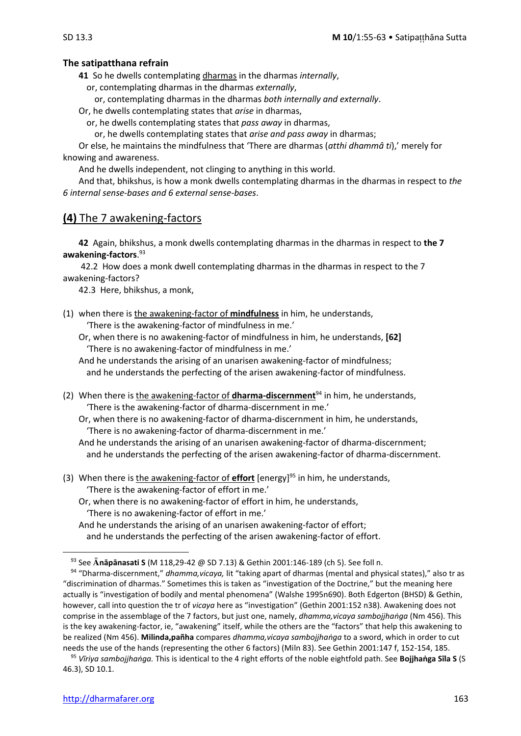### The satipatthana refrain

**41** So he dwells contemplating <u>dharmas</u> in the dharmas *internally*,
or, contemplating dharmas in the dharmas *externally*,
or, contemplating dharmas in the dharmas *both internally and externally*.
Or, he dwells contemplating states that *arise* in dharmas,
or, he dwells contemplating states that *pass away* in dharmas,
or, he dwells contemplating states that *arise and pass away* in dharmas;
Or else, he maintains the mindfulness that 'There are dharmas (*atthi dhammâ ti*),' merely for knowing and awareness.
And he dwells independent, not clinging to anything in this world.
And that, bhikshus, is how a monk dwells contemplating dharmas in the dharmas in respect to *the 6 internal sense-bases and 6 external sense-bases*.

## (4) The 7 awakening-factors

**42** Again, bhikshus, a monk dwells contemplating dharmas in the dharmas in respect to **the 7 awakening-factors**.[93]

42.2 How does a monk dwell contemplating dharmas in the dharmas in respect to the 7 awakening-factors?

42.3 Here, bhikshus, a monk,

(1) when there is <u>the awakening-factor of **mindfulness**</u> in him, he understands,
'There is the awakening-factor of mindfulness in me.'
Or, when there is no awakening-factor of mindfulness in him, he understands, **[62]**
'There is no awakening-factor of mindfulness in me.'
And he understands the arising of an unarisen awakening-factor of mindfulness;
and he understands the perfecting of the arisen awakening-factor of mindfulness.

(2) When there is <u>the awakening-factor of **dharma-discernment**</u>[94] in him, he understands,
'There is the awakening-factor of dharma-discernment in me.'
Or, when there is no awakening-factor of dharma-discernment in him, he understands,
'There is no awakening-factor of dharma-discernment in me.'
And he understands the arising of an unarisen awakening-factor of dharma-discernment;
and he understands the perfecting of the arisen awakening-factor of dharma-discernment.

(3) When there is <u>the awakening-factor of **effort**</u> [energy][95] in him, he understands,
'There is the awakening-factor of effort in me.'
Or, when there is no awakening-factor of effort in him, he understands,
'There is no awakening-factor of effort in me.'
And he understands the arising of an unarisen awakening-factor of effort;
and he understands the perfecting of the arisen awakening-factor of effort.

---

[93] See **Ānāpānasati S** (M 118,29-42 @ SD 7.13) & Gethin 2001:146-189 (ch 5). See foll n.

[94] "Dharma-discernment," *dhamma,vicaya,* lit "taking apart of dharmas (mental and physical states)," also tr as "discrimination of dharmas." Sometimes this is taken as "investigation of the Doctrine," but the meaning here actually is "investigation of bodily and mental phenomena" (Walshe 1995n690). Both Edgerton (BHSD) & Gethin, however, call into question the tr of *vicaya* here as "investigation" (Gethin 2001:152 n38). Awakening does not comprise in the assemblage of the 7 factors, but just one, namely, *dhamma,vicaya sambojjhaṅga* (Nm 456). This is the key awakening-factor, ie, "awakening" itself, while the others are the "factors" that help this awakening to be realized (Nm 456). **Milinda,pañha** compares *dhamma,vicaya sambojjhaṅga* to a sword, which in order to cut needs the use of the hands (representing the other 6 factors) (Miln 83). See Gethin 2001:147 f, 152-154, 185.

[95] *Vīriya sambojjhaṅga.* This is identical to the 4 right efforts of the noble eightfold path. See **Bojjhaṅga Sīla S** (S 46.3), SD 10.1.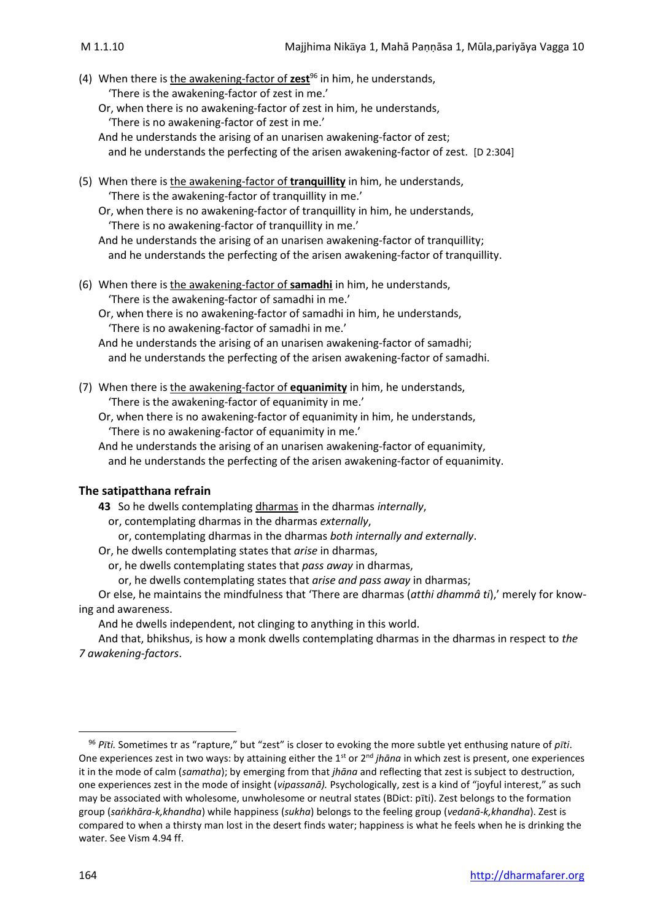(4) When there is <u>the awakening-factor of **zest**</u>[96] in him, he understands,
  'There is the awakening-factor of zest in me.'
 Or, when there is no awakening-factor of zest in him, he understands,
  'There is no awakening-factor of zest in me.'
 And he understands the arising of an unarisen awakening-factor of zest;
  and he understands the perfecting of the arisen awakening-factor of zest. [D 2:304]

(5) When there is <u>the awakening-factor of **tranquillity**</u> in him, he understands,
  'There is the awakening-factor of tranquillity in me.'
 Or, when there is no awakening-factor of tranquillity in him, he understands,
  'There is no awakening-factor of tranquillity in me.'
 And he understands the arising of an unarisen awakening-factor of tranquillity;
  and he understands the perfecting of the arisen awakening-factor of tranquillity.

(6) When there is <u>the awakening-factor of **samadhi**</u> in him, he understands,
  'There is the awakening-factor of samadhi in me.'
 Or, when there is no awakening-factor of samadhi in him, he understands,
  'There is no awakening-factor of samadhi in me.'
 And he understands the arising of an unarisen awakening-factor of samadhi;
  and he understands the perfecting of the arisen awakening-factor of samadhi.

(7) When there is <u>the awakening-factor of **equanimity**</u> in him, he understands,
  'There is the awakening-factor of equanimity in me.'
 Or, when there is no awakening-factor of equanimity in him, he understands,
  'There is no awakening-factor of equanimity in me.'
 And he understands the arising of an unarisen awakening-factor of equanimity,
  and he understands the perfecting of the arisen awakening-factor of equanimity.

### The satipatthana refrain

**43** So he dwells contemplating <u>dharmas</u> in the dharmas *internally*,
 or, contemplating dharmas in the dharmas *externally*,
  or, contemplating dharmas in the dharmas *both internally and externally*.
Or, he dwells contemplating states that *arise* in dharmas,
 or, he dwells contemplating states that *pass away* in dharmas,
  or, he dwells contemplating states that *arise and pass away* in dharmas;
Or else, he maintains the mindfulness that 'There are dharmas (*atthi dhammâ ti*),' merely for knowing and awareness.
And he dwells independent, not clinging to anything in this world.
And that, bhikshus, is how a monk dwells contemplating dharmas in the dharmas in respect to *the 7 awakening-factors*.

---

[96] *Pīti.* Sometimes tr as "rapture," but "zest" is closer to evoking the more subtle yet enthusing nature of *pīti*. One experiences zest in two ways: by attaining either the 1st or 2nd *jhāna* in which zest is present, one experiences it in the mode of calm (*samatha*); by emerging from that *jhāna* and reflecting that zest is subject to destruction, one experiences zest in the mode of insight (*vipassanā).* Psychologically, zest is a kind of "joyful interest," as such may be associated with wholesome, unwholesome or neutral states (BDict: pīti). Zest belongs to the formation group (*saṅkhāra-k,khandha*) while happiness (*sukha*) belongs to the feeling group (*vedanā-k,khandha*). Zest is compared to when a thirsty man lost in the desert finds water; happiness is what he feels when he is drinking the water. See Vism 4.94 ff.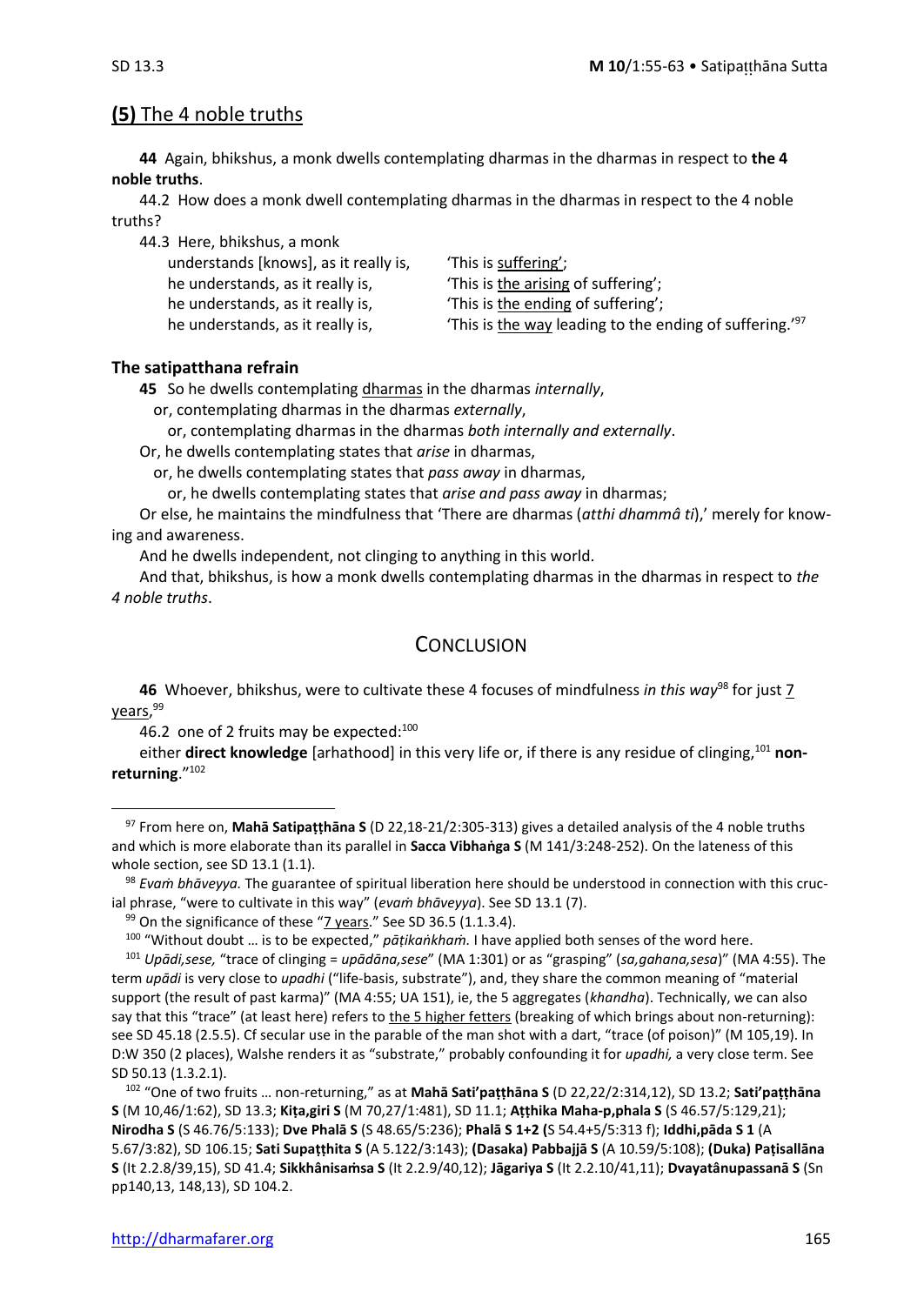## **(5)** The 4 noble truths

**44** Again, bhikshus, a monk dwells contemplating dharmas in the dharmas in respect to **the 4 noble truths**.

44.2 How does a monk dwell contemplating dharmas in the dharmas in respect to the 4 noble truths?

44.3 Here, bhikshus, a monk

understands [knows], as it really is, 'This is suffering';
he understands, as it really is, 'This is the arising of suffering';
he understands, as it really is, 'This is the ending of suffering';
he understands, as it really is, 'This is the way leading to the ending of suffering.'[97]

### The satipatthana refrain

**45** So he dwells contemplating dharmas in the dharmas *internally*,
or, contemplating dharmas in the dharmas *externally*,
or, contemplating dharmas in the dharmas *both internally and externally*.
Or, he dwells contemplating states that *arise* in dharmas,
or, he dwells contemplating states that *pass away* in dharmas,
or, he dwells contemplating states that *arise and pass away* in dharmas;
Or else, he maintains the mindfulness that 'There are dharmas (*atthi dhammâ ti*),' merely for knowing and awareness.
And he dwells independent, not clinging to anything in this world.
And that, bhikshus, is how a monk dwells contemplating dharmas in the dharmas in respect to *the 4 noble truths*.

## Conclusion

**46** Whoever, bhikshus, were to cultivate these 4 focuses of mindfulness *in this way*[98] for just 7 years,[99]

46.2 one of 2 fruits may be expected:[100]

either **direct knowledge** [arhathood] in this very life or, if there is any residue of clinging,[101] **non-returning**."[102]

---

[97] From here on, **Mahā Satipaṭṭhāna S** (D 22,18-21/2:305-313) gives a detailed analysis of the 4 noble truths and which is more elaborate than its parallel in **Sacca Vibhaṅga S** (M 141/3:248-252). On the lateness of this whole section, see SD 13.1 (1.1).

[98] *Evaṁ bhāveyya.* The guarantee of spiritual liberation here should be understood in connection with this crucial phrase, "were to cultivate in this way" (*evaṁ bhāveyya*). See SD 13.1 (7).

[99] On the significance of these "7 years." See SD 36.5 (1.1.3.4).

[100] "Without doubt … is to be expected," *pāṭikaṅkhaṁ.* I have applied both senses of the word here.

[101] *Upādi,sese,* "trace of clinging = *upādāna,sese*" (MA 1:301) or as "grasping" (*sa,gahana,sesa*)" (MA 4:55). The term *upādi* is very close to *upadhi* ("life-basis, substrate"), and, they share the common meaning of "material support (the result of past karma)" (MA 4:55; UA 151), ie, the 5 aggregates (*khandha*). Technically, we can also say that this "trace" (at least here) refers to the 5 higher fetters (breaking of which brings about non-returning): see SD 45.18 (2.5.5). Cf secular use in the parable of the man shot with a dart, "trace (of poison)" (M 105,19). In D:W 350 (2 places), Walshe renders it as "substrate," probably confounding it for *upadhi,* a very close term. See SD 50.13 (1.3.2.1).

[102] "One of two fruits … non-returning," as at **Mahā Sati'paṭṭhāna S** (D 22,22/2:314,12), SD 13.2; **Sati'paṭṭhāna S** (M 10,46/1:62), SD 13.3; **Kiṭa,giri S** (M 70,27/1:481), SD 11.1; **Aṭṭhika Maha-p,phala S** (S 46.57/5:129,21); **Nirodha S** (S 46.76/5:133); **Dve Phalā S** (S 48.65/5:236); **Phalā S 1+2 (**S 54.4+5/5:313 f); **Iddhi,pāda S 1** (A 5.67/3:82), SD 106.15; **Sati Supaṭṭhita S** (A 5.122/3:143); **(Dasaka) Pabbajjā S** (A 10.59/5:108); **(Duka) Paṭisallāna S** (It 2.2.8/39,15), SD 41.4; **Sikkhânisaṁsa S** (It 2.2.9/40,12); **Jāgariya S** (It 2.2.10/41,11); **Dvayatânupassanā S** (Sn pp140,13, 148,13), SD 104.2.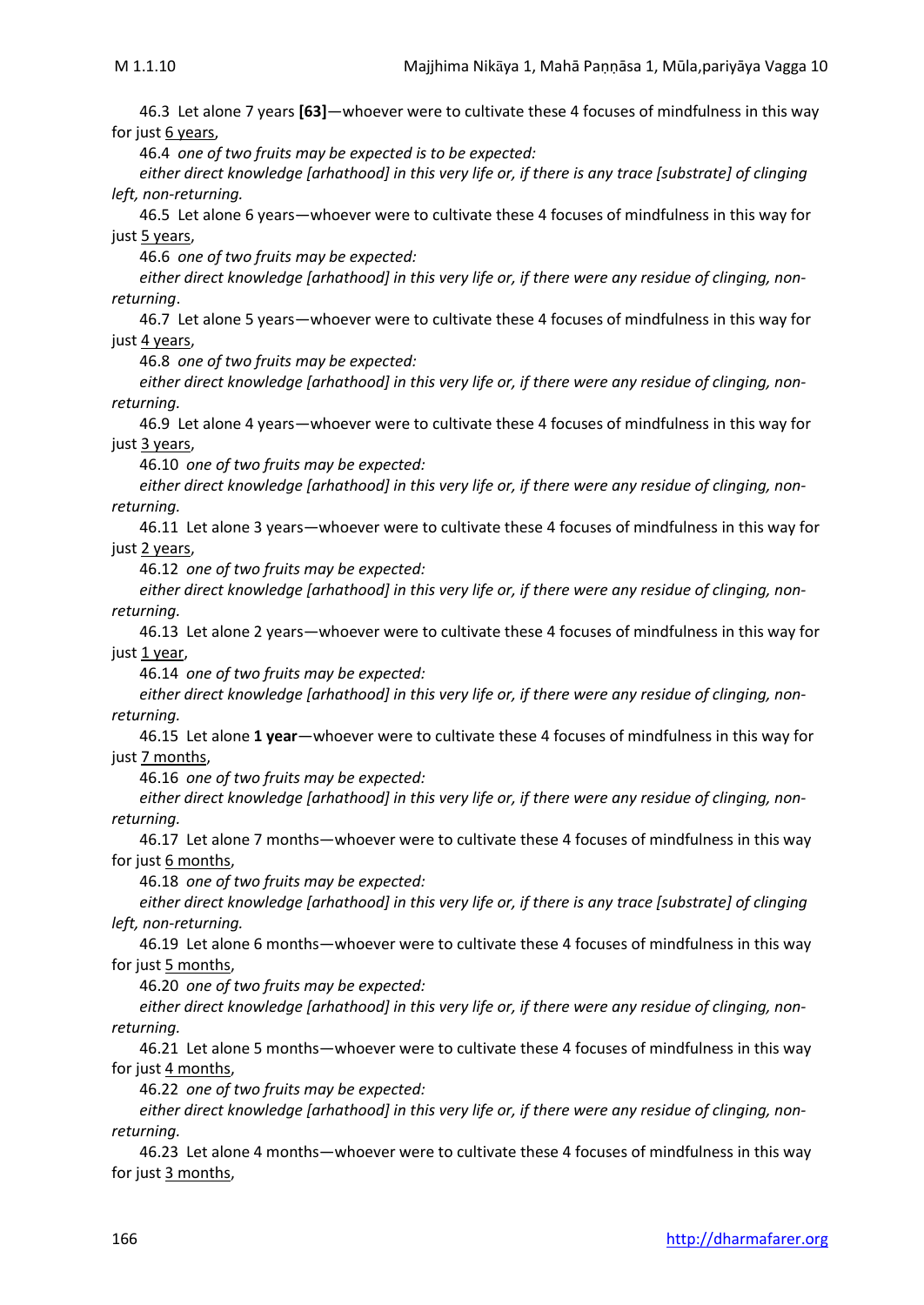46.3 Let alone 7 years **[63]**—whoever were to cultivate these 4 focuses of mindfulness in this way for just 6 years,

46.4 *one of two fruits may be expected is to be expected:*

*either direct knowledge [arhathood] in this very life or, if there is any trace [substrate] of clinging left, non-returning.*

46.5 Let alone 6 years—whoever were to cultivate these 4 focuses of mindfulness in this way for just 5 years,

46.6 *one of two fruits may be expected:*

*either direct knowledge [arhathood] in this very life or, if there were any residue of clinging, non-returning*.

46.7 Let alone 5 years—whoever were to cultivate these 4 focuses of mindfulness in this way for just 4 years,

46.8 *one of two fruits may be expected:*

*either direct knowledge [arhathood] in this very life or, if there were any residue of clinging, non-returning.*

46.9 Let alone 4 years—whoever were to cultivate these 4 focuses of mindfulness in this way for just 3 years,

46.10 *one of two fruits may be expected:*

*either direct knowledge [arhathood] in this very life or, if there were any residue of clinging, non-returning.*

46.11 Let alone 3 years—whoever were to cultivate these 4 focuses of mindfulness in this way for just 2 years,

46.12 *one of two fruits may be expected:*

*either direct knowledge [arhathood] in this very life or, if there were any residue of clinging, non-returning.*

46.13 Let alone 2 years—whoever were to cultivate these 4 focuses of mindfulness in this way for just 1 year,

46.14 *one of two fruits may be expected:*

*either direct knowledge [arhathood] in this very life or, if there were any residue of clinging, non-returning.*

46.15 Let alone **1 year**—whoever were to cultivate these 4 focuses of mindfulness in this way for just 7 months,

46.16 *one of two fruits may be expected:*

*either direct knowledge [arhathood] in this very life or, if there were any residue of clinging, non-returning.*

46.17 Let alone 7 months—whoever were to cultivate these 4 focuses of mindfulness in this way for just 6 months,

46.18 *one of two fruits may be expected:*

*either direct knowledge [arhathood] in this very life or, if there is any trace [substrate] of clinging left, non-returning.*

46.19 Let alone 6 months—whoever were to cultivate these 4 focuses of mindfulness in this way for just 5 months,

46.20 *one of two fruits may be expected:*

*either direct knowledge [arhathood] in this very life or, if there were any residue of clinging, non-returning.*

46.21 Let alone 5 months—whoever were to cultivate these 4 focuses of mindfulness in this way for just 4 months,

46.22 *one of two fruits may be expected:*

*either direct knowledge [arhathood] in this very life or, if there were any residue of clinging, non-returning.*

46.23 Let alone 4 months—whoever were to cultivate these 4 focuses of mindfulness in this way for just 3 months,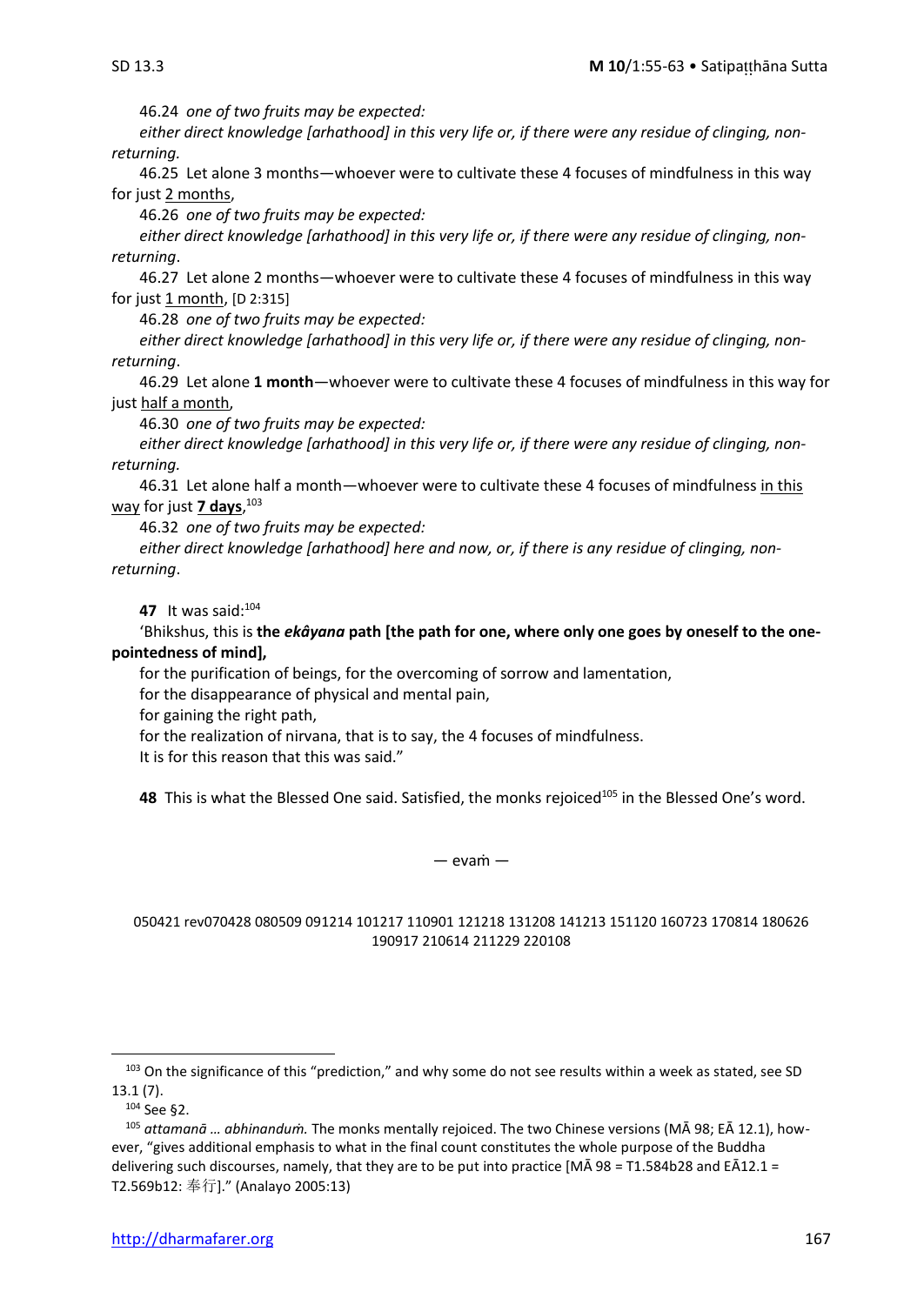46.24 *one of two fruits may be expected:*

*either direct knowledge [arhathood] in this very life or, if there were any residue of clinging, non-returning.*

46.25 Let alone 3 months—whoever were to cultivate these 4 focuses of mindfulness in this way for just 2 months,

46.26 *one of two fruits may be expected:*

*either direct knowledge [arhathood] in this very life or, if there were any residue of clinging, non-returning*.

46.27 Let alone 2 months—whoever were to cultivate these 4 focuses of mindfulness in this way for just 1 month, [D 2:315]

46.28 *one of two fruits may be expected:*

*either direct knowledge [arhathood] in this very life or, if there were any residue of clinging, non-returning*.

46.29 Let alone **1 month**—whoever were to cultivate these 4 focuses of mindfulness in this way for just half a month,

46.30 *one of two fruits may be expected:*

*either direct knowledge [arhathood] in this very life or, if there were any residue of clinging, non-returning.*

46.31 Let alone half a month—whoever were to cultivate these 4 focuses of mindfulness in this way for just **7 days**,[103]

46.32 *one of two fruits may be expected:*

*either direct knowledge [arhathood] here and now, or, if there is any residue of clinging, non-returning*.

**47** It was said:[104]

'Bhikshus, this is **the *ekâyana* path [the path for one, where only one goes by oneself to the one-pointedness of mind],**

for the purification of beings, for the overcoming of sorrow and lamentation,

for the disappearance of physical and mental pain,

for gaining the right path,

for the realization of nirvana, that is to say, the 4 focuses of mindfulness.

It is for this reason that this was said."

**48** This is what the Blessed One said. Satisfied, the monks rejoiced[105] in the Blessed One's word.

— evaṁ —

050421 rev070428 080509 091214 101217 110901 121218 131208 141213 151120 160723 170814 180626 190917 210614 211229 220108

---

[103] On the significance of this "prediction," and why some do not see results within a week as stated, see SD 13.1 (7).

[104] See §2.

[105] *attamanā … abhinanduṁ.* The monks mentally rejoiced. The two Chinese versions (MĀ 98; EĀ 12.1), however, "gives additional emphasis to what in the final count constitutes the whole purpose of the Buddha delivering such discourses, namely, that they are to be put into practice [MĀ 98 = T1.584b28 and EĀ12.1 = T2.569b12: 奉行]." (Analayo 2005:13)